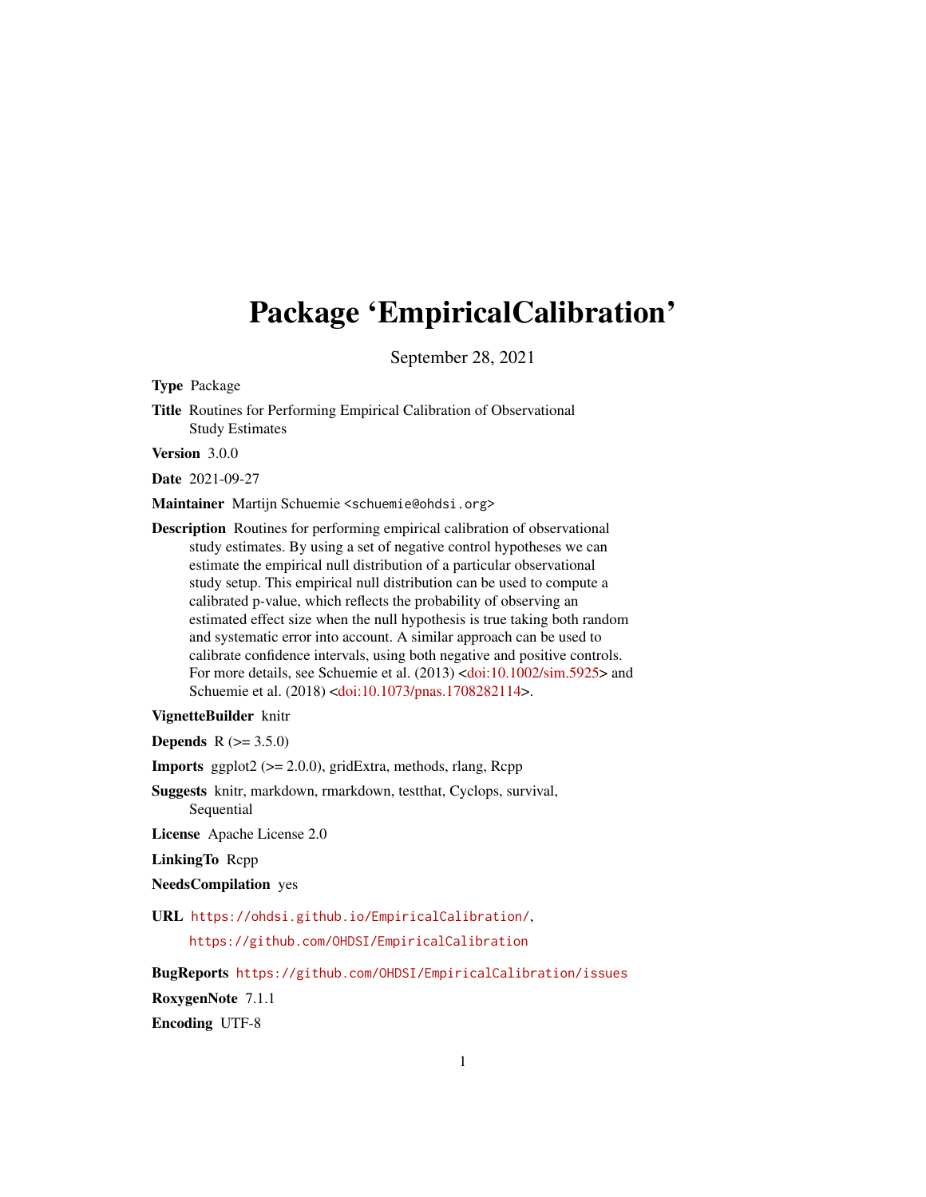# Package 'EmpiricalCalibration'

September 28, 2021

**Type** Package

**Title** Routines for Performing Empirical Calibration of Observational Study Estimates

**Version** 3.0.0

**Date** 2021-09-27

**Maintainer** Martijn Schuemie <schuemie@ohdsi.org>

**Description** Routines for performing empirical calibration of observational study estimates. By using a set of negative control hypotheses we can estimate the empirical null distribution of a particular observational study setup. This empirical null distribution can be used to compute a calibrated p-value, which reflects the probability of observing an estimated effect size when the null hypothesis is true taking both random and systematic error into account. A similar approach can be used to calibrate confidence intervals, using both negative and positive controls. For more details, see Schuemie et al. (2013) <doi:10.1002/sim.5925> and Schuemie et al. (2018) <doi:10.1073/pnas.1708282114>.

**VignetteBuilder** knitr

**Depends** R (>= 3.5.0)

**Imports** ggplot2 (>= 2.0.0), gridExtra, methods, rlang, Rcpp

**Suggests** knitr, markdown, rmarkdown, testthat, Cyclops, survival, Sequential

**License** Apache License 2.0

**LinkingTo** Rcpp

**NeedsCompilation** yes

**URL** https://ohdsi.github.io/EmpiricalCalibration/, https://github.com/OHDSI/EmpiricalCalibration

**BugReports** https://github.com/OHDSI/EmpiricalCalibration/issues

**RoxygenNote** 7.1.1

**Encoding** UTF-8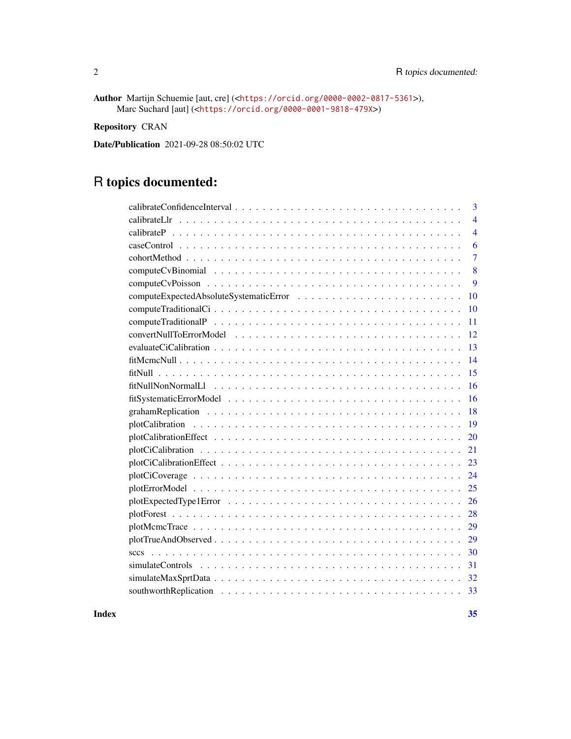**Author** Martijn Schuemie [aut, cre] (<https://orcid.org/0000-0002-0817-5361>), Marc Suchard [aut] (<https://orcid.org/0000-0001-9818-479X>)

**Repository** CRAN

**Date/Publication** 2021-09-28 08:50:02 UTC

# R topics documented:

| | |
|---|---|
| calibrateConfidenceInterval | 3 |
| calibrateLlr | 4 |
| calibrateP | 4 |
| caseControl | 6 |
| cohortMethod | 7 |
| computeCvBinomial | 8 |
| computeCvPoisson | 9 |
| computeExpectedAbsoluteSystematicError | 10 |
| computeTraditionalCi | 10 |
| computeTraditionalP | 11 |
| convertNullToErrorModel | 12 |
| evaluateCiCalibration | 13 |
| fitMcmcNull | 14 |
| fitNull | 15 |
| fitNullNonNormalLl | 16 |
| fitSystematicErrorModel | 16 |
| grahamReplication | 18 |
| plotCalibration | 19 |
| plotCalibrationEffect | 20 |
| plotCiCalibration | 21 |
| plotCiCalibrationEffect | 23 |
| plotCiCoverage | 24 |
| plotErrorModel | 25 |
| plotExpectedType1Error | 26 |
| plotForest | 28 |
| plotMcmcTrace | 29 |
| plotTrueAndObserved | 29 |
| sccs | 30 |
| simulateControls | 31 |
| simulateMaxSprtData | 32 |
| southworthReplication | 33 |

**Index** **35**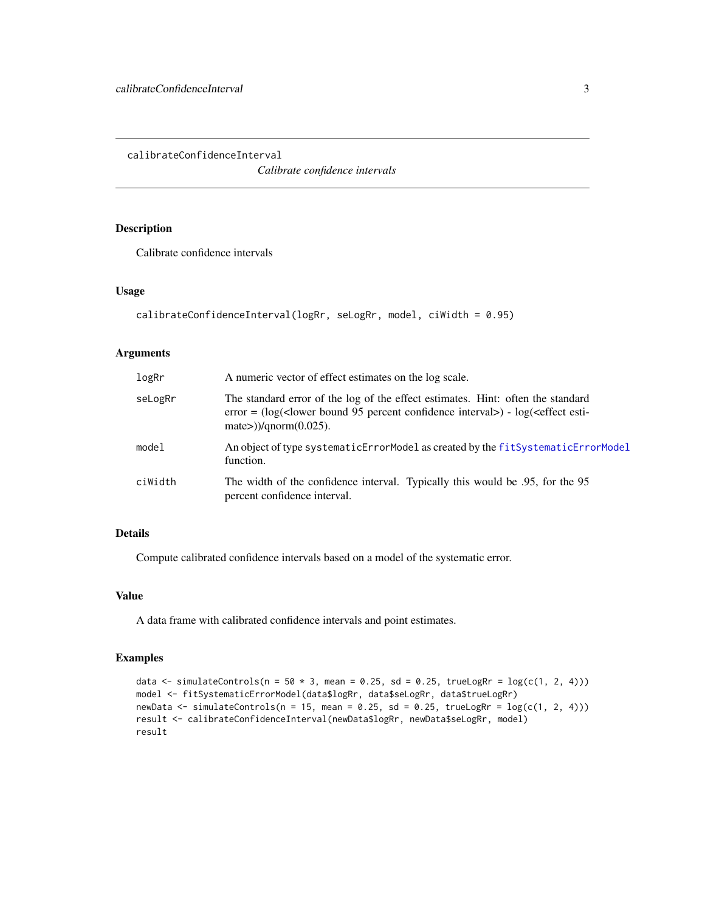## calibrateConfidenceInterval

*Calibrate confidence intervals*

### Description

Calibrate confidence intervals

### Usage

```
calibrateConfidenceInterval(logRr, seLogRr, model, ciWidth = 0.95)
```

### Arguments

| | |
|---|---|
| logRr | A numeric vector of effect estimates on the log scale. |
| seLogRr | The standard error of the log of the effect estimates. Hint: often the standard error = (log(<lower bound 95 percent confidence interval>) - log(<effect estimate>))/qnorm(0.025). |
| model | An object of type systematicErrorModel as created by the fitSystematicErrorModel function. |
| ciWidth | The width of the confidence interval. Typically this would be .95, for the 95 percent confidence interval. |

### Details

Compute calibrated confidence intervals based on a model of the systematic error.

### Value

A data frame with calibrated confidence intervals and point estimates.

### Examples

```
data <- simulateControls(n = 50 * 3, mean = 0.25, sd = 0.25, trueLogRr = log(c(1, 2, 4)))
model <- fitSystematicErrorModel(data$logRr, data$seLogRr, data$trueLogRr)
newData <- simulateControls(n = 15, mean = 0.25, sd = 0.25, trueLogRr = log(c(1, 2, 4)))
result <- calibrateConfidenceInterval(newData$logRr, newData$seLogRr, model)
result
```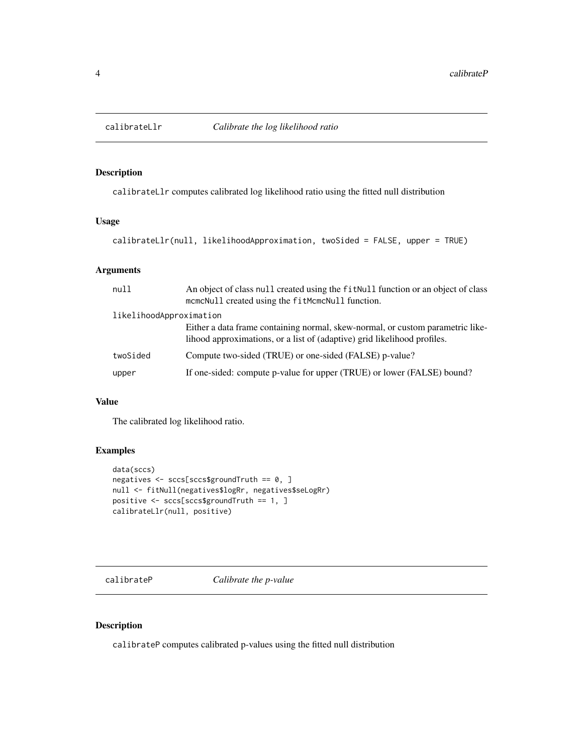## calibrateLlr *Calibrate the log likelihood ratio*

### Description

calibrateLlr computes calibrated log likelihood ratio using the fitted null distribution

### Usage

```
calibrateLlr(null, likelihoodApproximation, twoSided = FALSE, upper = TRUE)
```

### Arguments

| | |
|---|---|
| null | An object of class null created using the fitNull function or an object of class mcmcNull created using the fitMcmcNull function. |
| likelihoodApproximation | Either a data frame containing normal, skew-normal, or custom parametric likelihood approximations, or a list of (adaptive) grid likelihood profiles. |
| twoSided | Compute two-sided (TRUE) or one-sided (FALSE) p-value? |
| upper | If one-sided: compute p-value for upper (TRUE) or lower (FALSE) bound? |

### Value

The calibrated log likelihood ratio.

### Examples

```
data(sccs)
negatives <- sccs[sccs$groundTruth == 0, ]
null <- fitNull(negatives$logRr, negatives$seLogRr)
positive <- sccs[sccs$groundTruth == 1, ]
calibrateLlr(null, positive)
```

## calibrateP *Calibrate the p-value*

### Description

calibrateP computes calibrated p-values using the fitted null distribution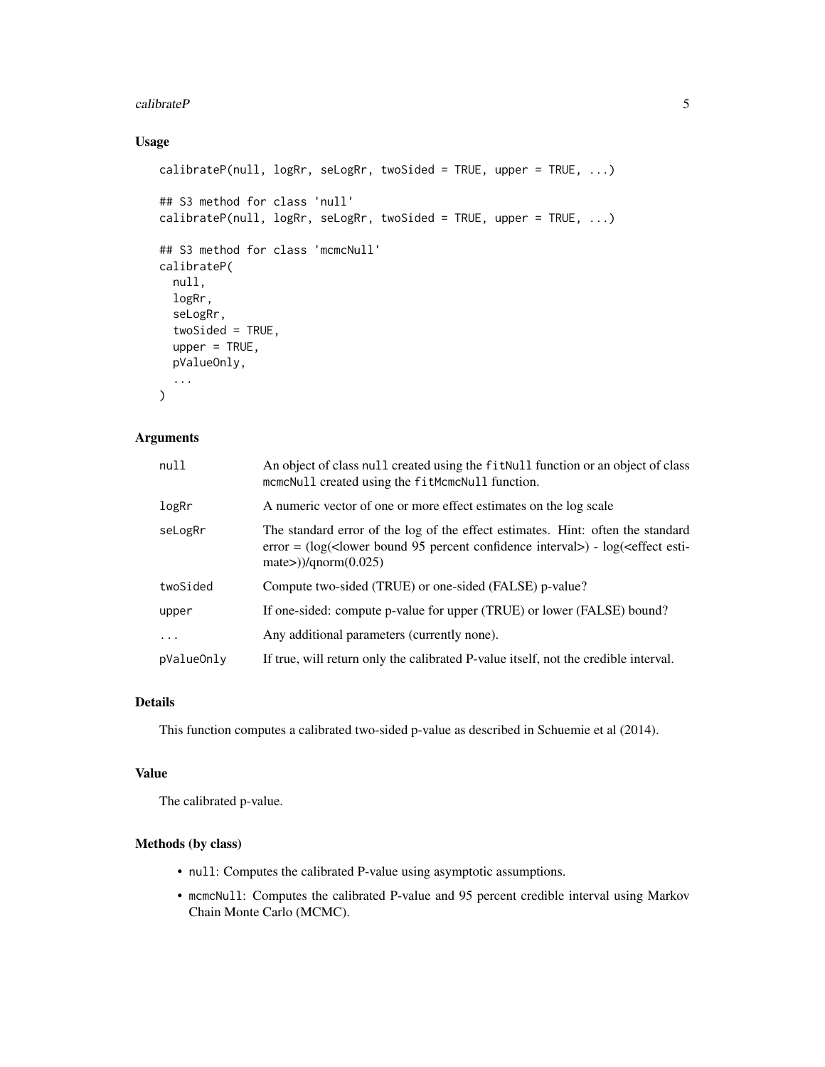### Usage

```
calibrateP(null, logRr, seLogRr, twoSided = TRUE, upper = TRUE, ...)

## S3 method for class 'null'
calibrateP(null, logRr, seLogRr, twoSided = TRUE, upper = TRUE, ...)

## S3 method for class 'mcmcNull'
calibrateP(
  null,
  logRr,
  seLogRr,
  twoSided = TRUE,
  upper = TRUE,
  pValueOnly,
  ...
)
```

### Arguments

| | |
|---|---|
| null | An object of class null created using the fitNull function or an object of class mcmcNull created using the fitMcmcNull function. |
| logRr | A numeric vector of one or more effect estimates on the log scale |
| seLogRr | The standard error of the log of the effect estimates. Hint: often the standard error = (log(<lower bound 95 percent confidence interval>) - log(<effect estimate>))/qnorm(0.025) |
| twoSided | Compute two-sided (TRUE) or one-sided (FALSE) p-value? |
| upper | If one-sided: compute p-value for upper (TRUE) or lower (FALSE) bound? |
| ... | Any additional parameters (currently none). |
| pValueOnly | If true, will return only the calibrated P-value itself, not the credible interval. |

### Details

This function computes a calibrated two-sided p-value as described in Schuemie et al (2014).

### Value

The calibrated p-value.

### Methods (by class)

- null: Computes the calibrated P-value using asymptotic assumptions.
- mcmcNull: Computes the calibrated P-value and 95 percent credible interval using Markov Chain Monte Carlo (MCMC).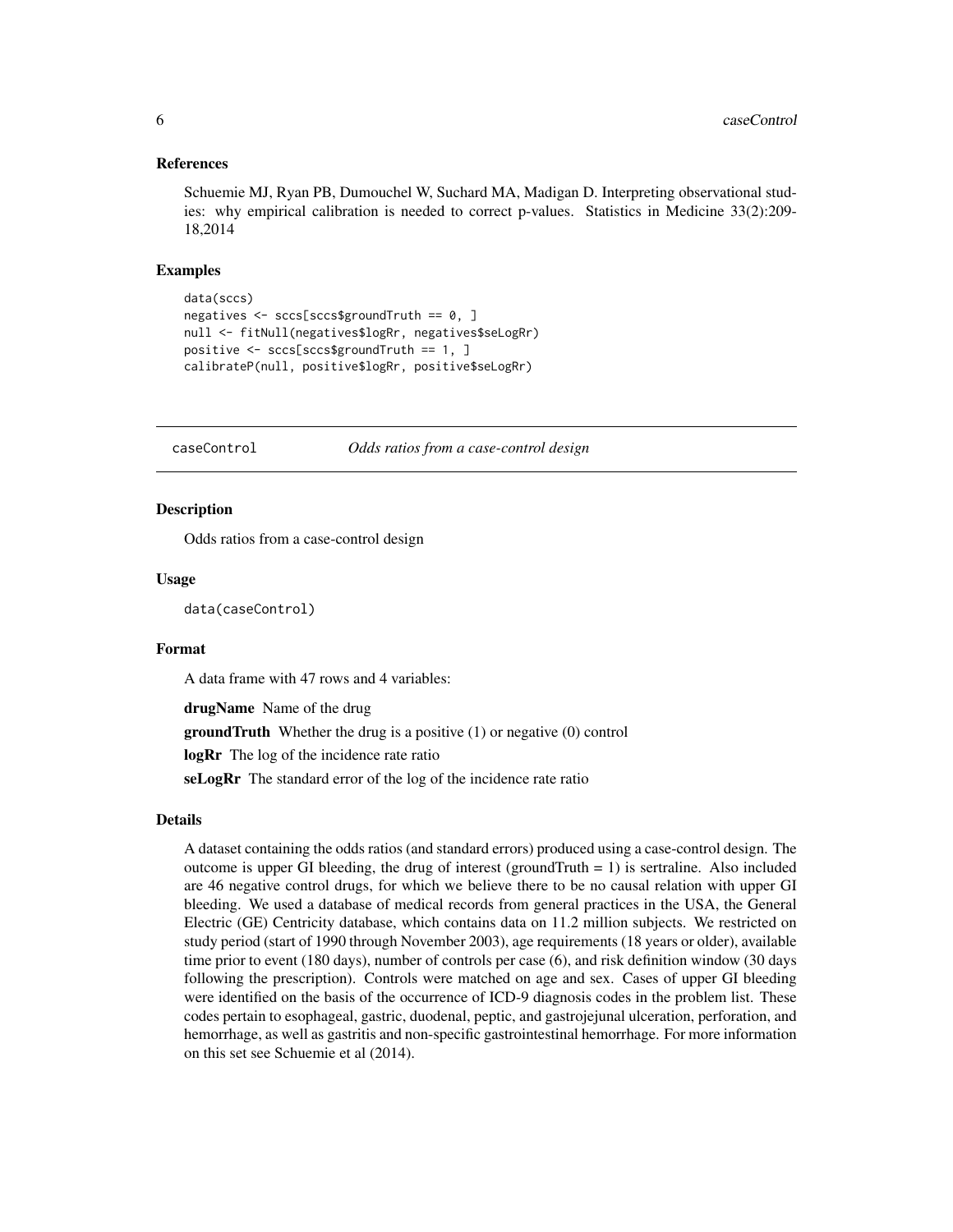### References

Schuemie MJ, Ryan PB, Dumouchel W, Suchard MA, Madigan D. Interpreting observational studies: why empirical calibration is needed to correct p-values. Statistics in Medicine 33(2):209-18,2014

### Examples

```
data(sccs)
negatives <- sccs[sccs$groundTruth == 0, ]
null <- fitNull(negatives$logRr, negatives$seLogRr)
positive <- sccs[sccs$groundTruth == 1, ]
calibrateP(null, positive$logRr, positive$seLogRr)
```

---

## caseControl — *Odds ratios from a case-control design*

### Description

Odds ratios from a case-control design

### Usage

```
data(caseControl)
```

### Format

A data frame with 47 rows and 4 variables:

**drugName** Name of the drug

**groundTruth** Whether the drug is a positive (1) or negative (0) control

**logRr** The log of the incidence rate ratio

**seLogRr** The standard error of the log of the incidence rate ratio

### Details

A dataset containing the odds ratios (and standard errors) produced using a case-control design. The outcome is upper GI bleeding, the drug of interest (groundTruth = 1) is sertraline. Also included are 46 negative control drugs, for which we believe there to be no causal relation with upper GI bleeding. We used a database of medical records from general practices in the USA, the General Electric (GE) Centricity database, which contains data on 11.2 million subjects. We restricted on study period (start of 1990 through November 2003), age requirements (18 years or older), available time prior to event (180 days), number of controls per case (6), and risk definition window (30 days following the prescription). Controls were matched on age and sex. Cases of upper GI bleeding were identified on the basis of the occurrence of ICD-9 diagnosis codes in the problem list. These codes pertain to esophageal, gastric, duodenal, peptic, and gastrojejunal ulceration, perforation, and hemorrhage, as well as gastritis and non-specific gastrointestinal hemorrhage. For more information on this set see Schuemie et al (2014).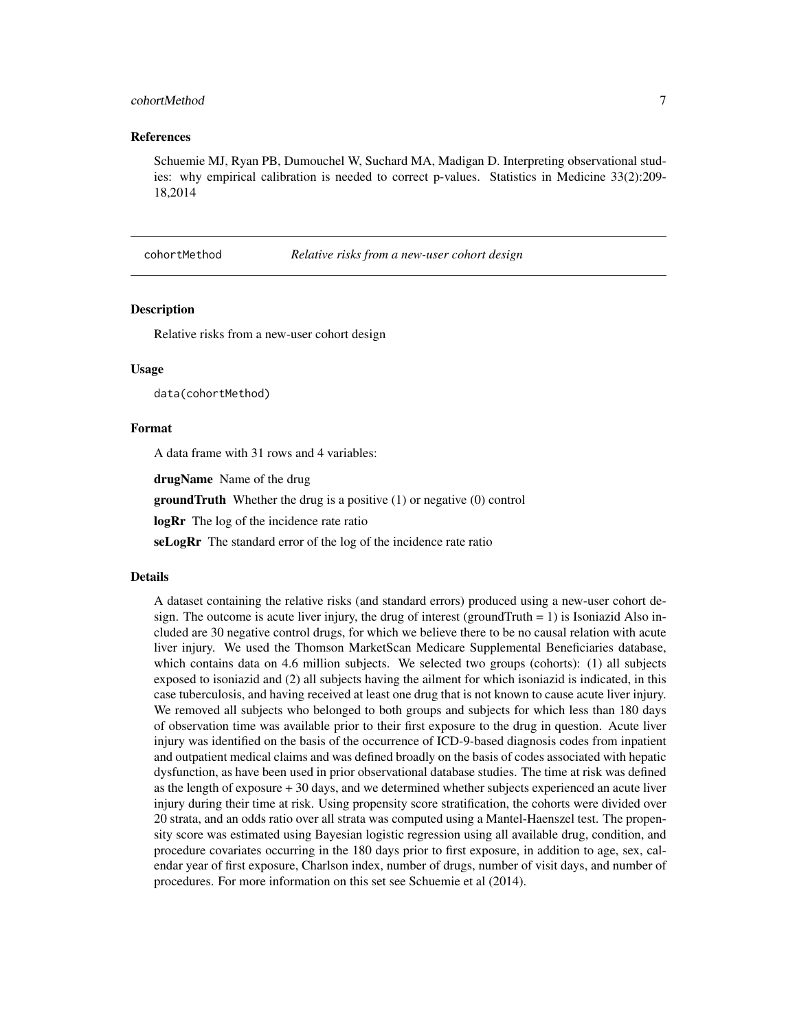### References

Schuemie MJ, Ryan PB, Dumouchel W, Suchard MA, Madigan D. Interpreting observational studies: why empirical calibration is needed to correct p-values. Statistics in Medicine 33(2):209-18,2014

---

## cohortMethod *Relative risks from a new-user cohort design*

---

### Description

Relative risks from a new-user cohort design

### Usage

```
data(cohortMethod)
```

### Format

A data frame with 31 rows and 4 variables:

**drugName** Name of the drug

**groundTruth** Whether the drug is a positive (1) or negative (0) control

**logRr** The log of the incidence rate ratio

**seLogRr** The standard error of the log of the incidence rate ratio

### Details

A dataset containing the relative risks (and standard errors) produced using a new-user cohort design. The outcome is acute liver injury, the drug of interest (groundTruth = 1) is Isoniazid Also included are 30 negative control drugs, for which we believe there to be no causal relation with acute liver injury. We used the Thomson MarketScan Medicare Supplemental Beneficiaries database, which contains data on 4.6 million subjects. We selected two groups (cohorts): (1) all subjects exposed to isoniazid and (2) all subjects having the ailment for which isoniazid is indicated, in this case tuberculosis, and having received at least one drug that is not known to cause acute liver injury. We removed all subjects who belonged to both groups and subjects for which less than 180 days of observation time was available prior to their first exposure to the drug in question. Acute liver injury was identified on the basis of the occurrence of ICD-9-based diagnosis codes from inpatient and outpatient medical claims and was defined broadly on the basis of codes associated with hepatic dysfunction, as have been used in prior observational database studies. The time at risk was defined as the length of exposure + 30 days, and we determined whether subjects experienced an acute liver injury during their time at risk. Using propensity score stratification, the cohorts were divided over 20 strata, and an odds ratio over all strata was computed using a Mantel-Haenszel test. The propensity score was estimated using Bayesian logistic regression using all available drug, condition, and procedure covariates occurring in the 180 days prior to first exposure, in addition to age, sex, calendar year of first exposure, Charlson index, number of drugs, number of visit days, and number of procedures. For more information on this set see Schuemie et al (2014).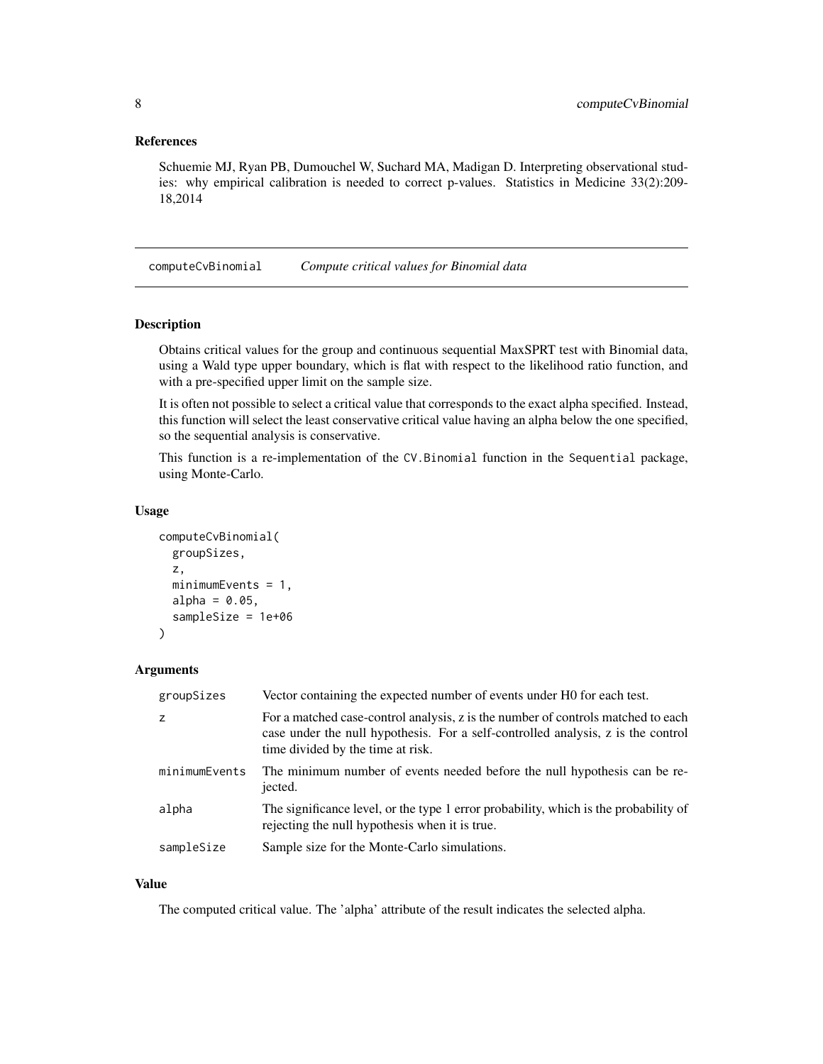### References

Schuemie MJ, Ryan PB, Dumouchel W, Suchard MA, Madigan D. Interpreting observational studies: why empirical calibration is needed to correct p-values. Statistics in Medicine 33(2):209-18,2014

---

## computeCvBinomial    *Compute critical values for Binomial data*

---

### Description

Obtains critical values for the group and continuous sequential MaxSPRT test with Binomial data, using a Wald type upper boundary, which is flat with respect to the likelihood ratio function, and with a pre-specified upper limit on the sample size.

It is often not possible to select a critical value that corresponds to the exact alpha specified. Instead, this function will select the least conservative critical value having an alpha below the one specified, so the sequential analysis is conservative.

This function is a re-implementation of the `CV.Binomial` function in the `Sequential` package, using Monte-Carlo.

### Usage

```
computeCvBinomial(
  groupSizes,
  z,
  minimumEvents = 1,
  alpha = 0.05,
  sampleSize = 1e+06
)
```

### Arguments

| | |
|---|---|
| `groupSizes` | Vector containing the expected number of events under H0 for each test. |
| `z` | For a matched case-control analysis, z is the number of controls matched to each case under the null hypothesis. For a self-controlled analysis, z is the control time divided by the time at risk. |
| `minimumEvents` | The minimum number of events needed before the null hypothesis can be rejected. |
| `alpha` | The significance level, or the type 1 error probability, which is the probability of rejecting the null hypothesis when it is true. |
| `sampleSize` | Sample size for the Monte-Carlo simulations. |

### Value

The computed critical value. The 'alpha' attribute of the result indicates the selected alpha.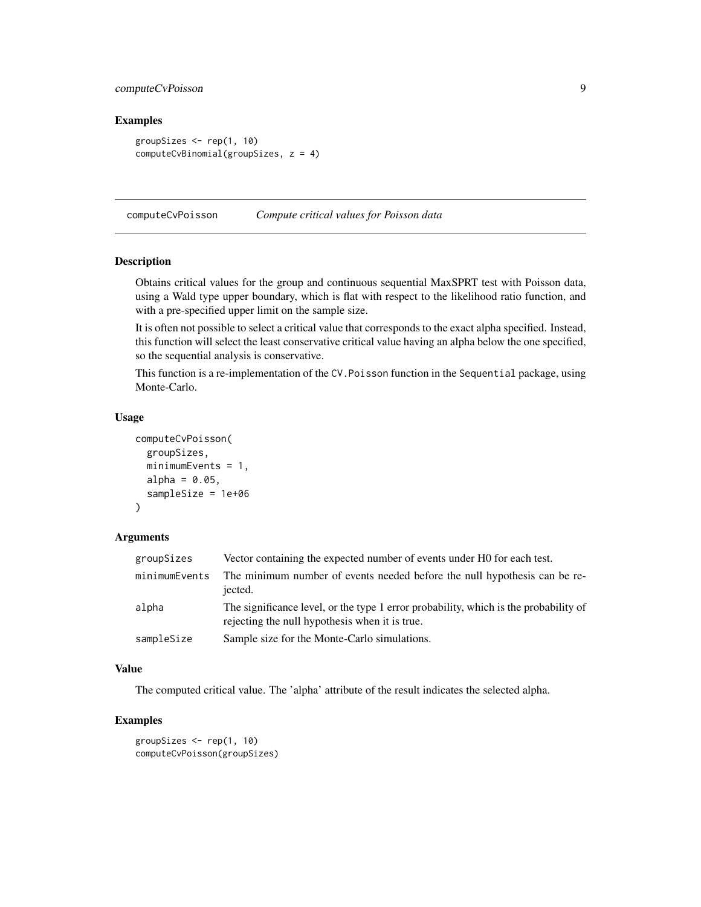### Examples

```
groupSizes <- rep(1, 10)
computeCvBinomial(groupSizes, z = 4)
```

---

## computeCvPoisson — *Compute critical values for Poisson data*

### Description

Obtains critical values for the group and continuous sequential MaxSPRT test with Poisson data, using a Wald type upper boundary, which is flat with respect to the likelihood ratio function, and with a pre-specified upper limit on the sample size.

It is often not possible to select a critical value that corresponds to the exact alpha specified. Instead, this function will select the least conservative critical value having an alpha below the one specified, so the sequential analysis is conservative.

This function is a re-implementation of the `CV.Poisson` function in the `Sequential` package, using Monte-Carlo.

### Usage

```
computeCvPoisson(
  groupSizes,
  minimumEvents = 1,
  alpha = 0.05,
  sampleSize = 1e+06
)
```

### Arguments

| | |
|---|---|
| `groupSizes` | Vector containing the expected number of events under H0 for each test. |
| `minimumEvents` | The minimum number of events needed before the null hypothesis can be rejected. |
| `alpha` | The significance level, or the type 1 error probability, which is the probability of rejecting the null hypothesis when it is true. |
| `sampleSize` | Sample size for the Monte-Carlo simulations. |

### Value

The computed critical value. The 'alpha' attribute of the result indicates the selected alpha.

### Examples

```
groupSizes <- rep(1, 10)
computeCvPoisson(groupSizes)
```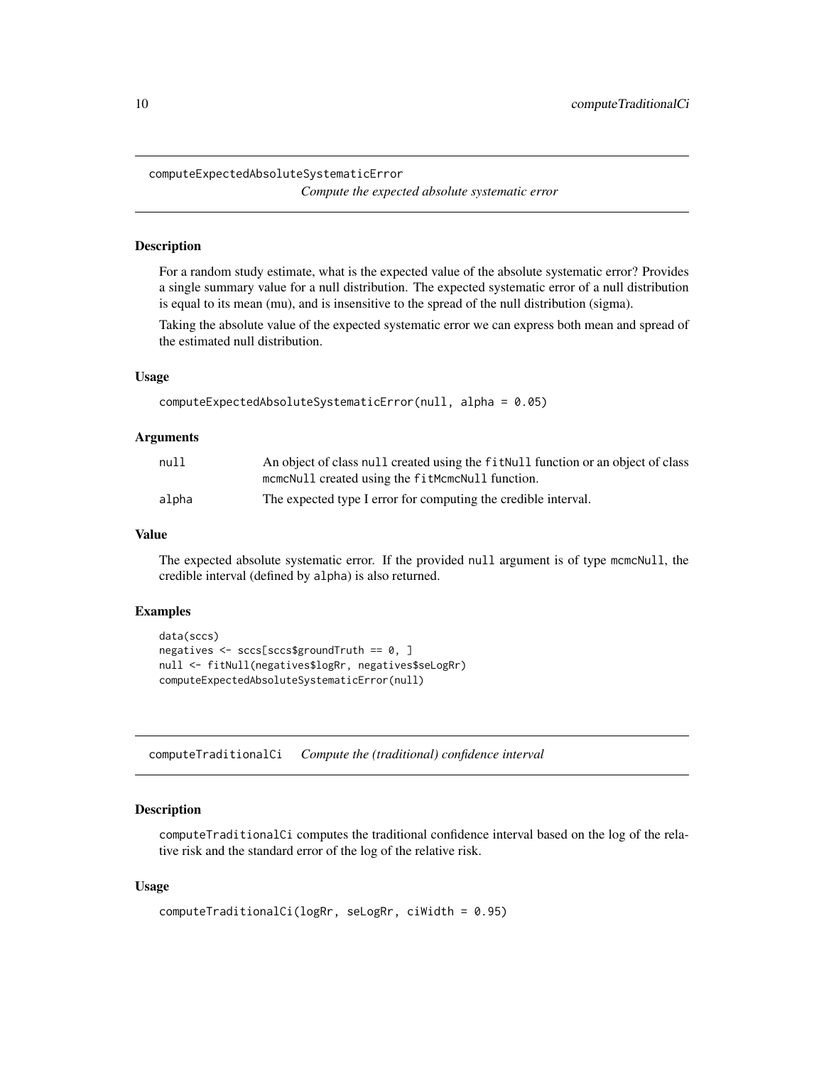## computeExpectedAbsoluteSystematicError

*Compute the expected absolute systematic error*

### Description

For a random study estimate, what is the expected value of the absolute systematic error? Provides a single summary value for a null distribution. The expected systematic error of a null distribution is equal to its mean (mu), and is insensitive to the spread of the null distribution (sigma).

Taking the absolute value of the expected systematic error we can express both mean and spread of the estimated null distribution.

### Usage

```
computeExpectedAbsoluteSystematicError(null, alpha = 0.05)
```

### Arguments

| | |
|---|---|
| null | An object of class null created using the fitNull function or an object of class mcmcNull created using the fitMcmcNull function. |
| alpha | The expected type I error for computing the credible interval. |

### Value

The expected absolute systematic error. If the provided null argument is of type mcmcNull, the credible interval (defined by alpha) is also returned.

### Examples

```
data(sccs)
negatives <- sccs[sccs$groundTruth == 0, ]
null <- fitNull(negatives$logRr, negatives$seLogRr)
computeExpectedAbsoluteSystematicError(null)
```

## computeTraditionalCi

*Compute the (traditional) confidence interval*

### Description

computeTraditionalCi computes the traditional confidence interval based on the log of the relative risk and the standard error of the log of the relative risk.

### Usage

```
computeTraditionalCi(logRr, seLogRr, ciWidth = 0.95)
```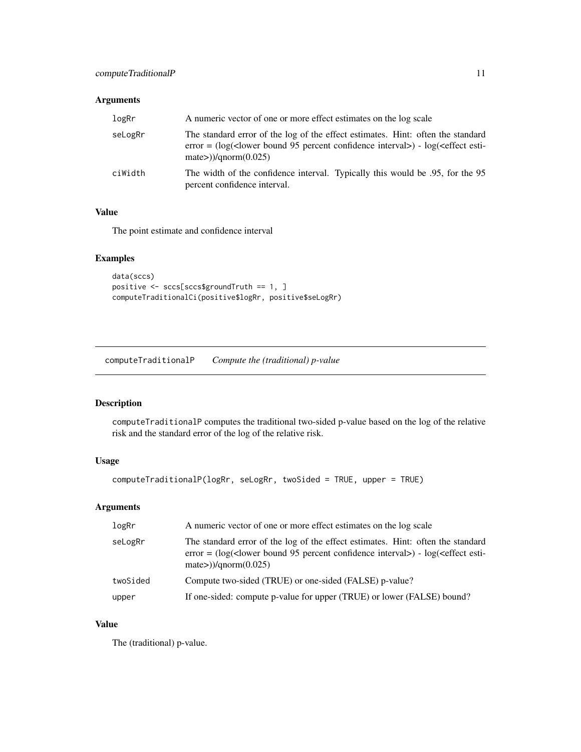## Arguments

| | |
|---|---|
| logRr | A numeric vector of one or more effect estimates on the log scale |
| seLogRr | The standard error of the log of the effect estimates. Hint: often the standard error = (log(<lower bound 95 percent confidence interval>) - log(<effect estimate>))/qnorm(0.025) |
| ciWidth | The width of the confidence interval. Typically this would be .95, for the 95 percent confidence interval. |

## Value

The point estimate and confidence interval

## Examples

```
data(sccs)
positive <- sccs[sccs$groundTruth == 1, ]
computeTraditionalCi(positive$logRr, positive$seLogRr)
```

# computeTraditionalP *Compute the (traditional) p-value*

## Description

computeTraditionalP computes the traditional two-sided p-value based on the log of the relative risk and the standard error of the log of the relative risk.

## Usage

```
computeTraditionalP(logRr, seLogRr, twoSided = TRUE, upper = TRUE)
```

## Arguments

| | |
|---|---|
| logRr | A numeric vector of one or more effect estimates on the log scale |
| seLogRr | The standard error of the log of the effect estimates. Hint: often the standard error = (log(<lower bound 95 percent confidence interval>) - log(<effect estimate>))/qnorm(0.025) |
| twoSided | Compute two-sided (TRUE) or one-sided (FALSE) p-value? |
| upper | If one-sided: compute p-value for upper (TRUE) or lower (FALSE) bound? |

## Value

The (traditional) p-value.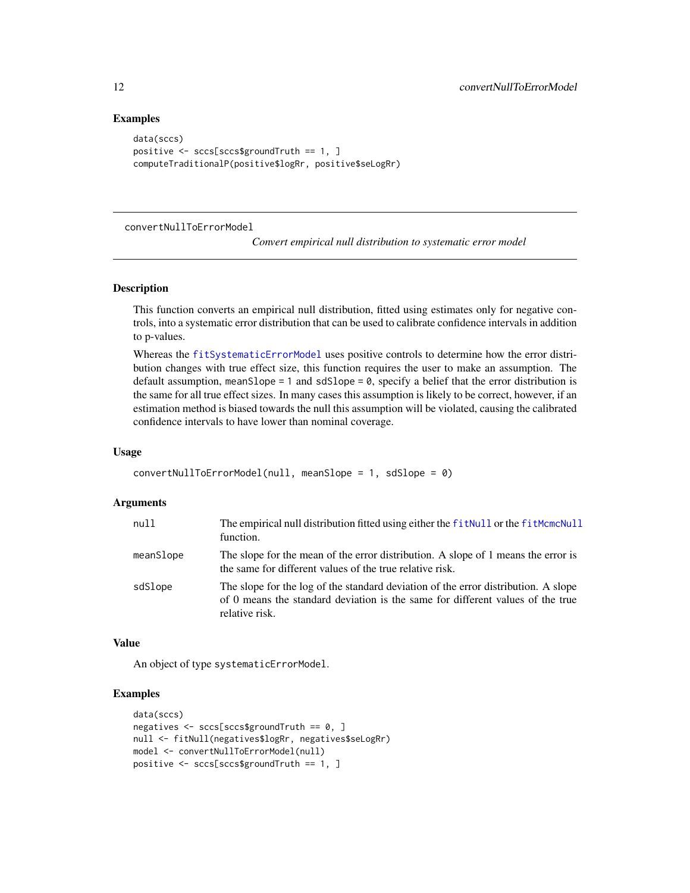### Examples

```
data(sccs)
positive <- sccs[sccs$groundTruth == 1, ]
computeTraditionalP(positive$logRr, positive$seLogRr)
```

---

## convertNullToErrorModel

*Convert empirical null distribution to systematic error model*

---

### Description

This function converts an empirical null distribution, fitted using estimates only for negative controls, into a systematic error distribution that can be used to calibrate confidence intervals in addition to p-values.

Whereas the `fitSystematicErrorModel` uses positive controls to determine how the error distribution changes with true effect size, this function requires the user to make an assumption. The default assumption, `meanSlope = 1` and `sdSlope = 0`, specify a belief that the error distribution is the same for all true effect sizes. In many cases this assumption is likely to be correct, however, if an estimation method is biased towards the null this assumption will be violated, causing the calibrated confidence intervals to have lower than nominal coverage.

### Usage

```
convertNullToErrorModel(null, meanSlope = 1, sdSlope = 0)
```

### Arguments

| | |
|---|---|
| `null` | The empirical null distribution fitted using either the `fitNull` or the `fitMcmcNull` function. |
| `meanSlope` | The slope for the mean of the error distribution. A slope of 1 means the error is the same for different values of the true relative risk. |
| `sdSlope` | The slope for the log of the standard deviation of the error distribution. A slope of 0 means the standard deviation is the same for different values of the true relative risk. |

### Value

An object of type `systematicErrorModel`.

### Examples

```
data(sccs)
negatives <- sccs[sccs$groundTruth == 0, ]
null <- fitNull(negatives$logRr, negatives$seLogRr)
model <- convertNullToErrorModel(null)
positive <- sccs[sccs$groundTruth == 1, ]
```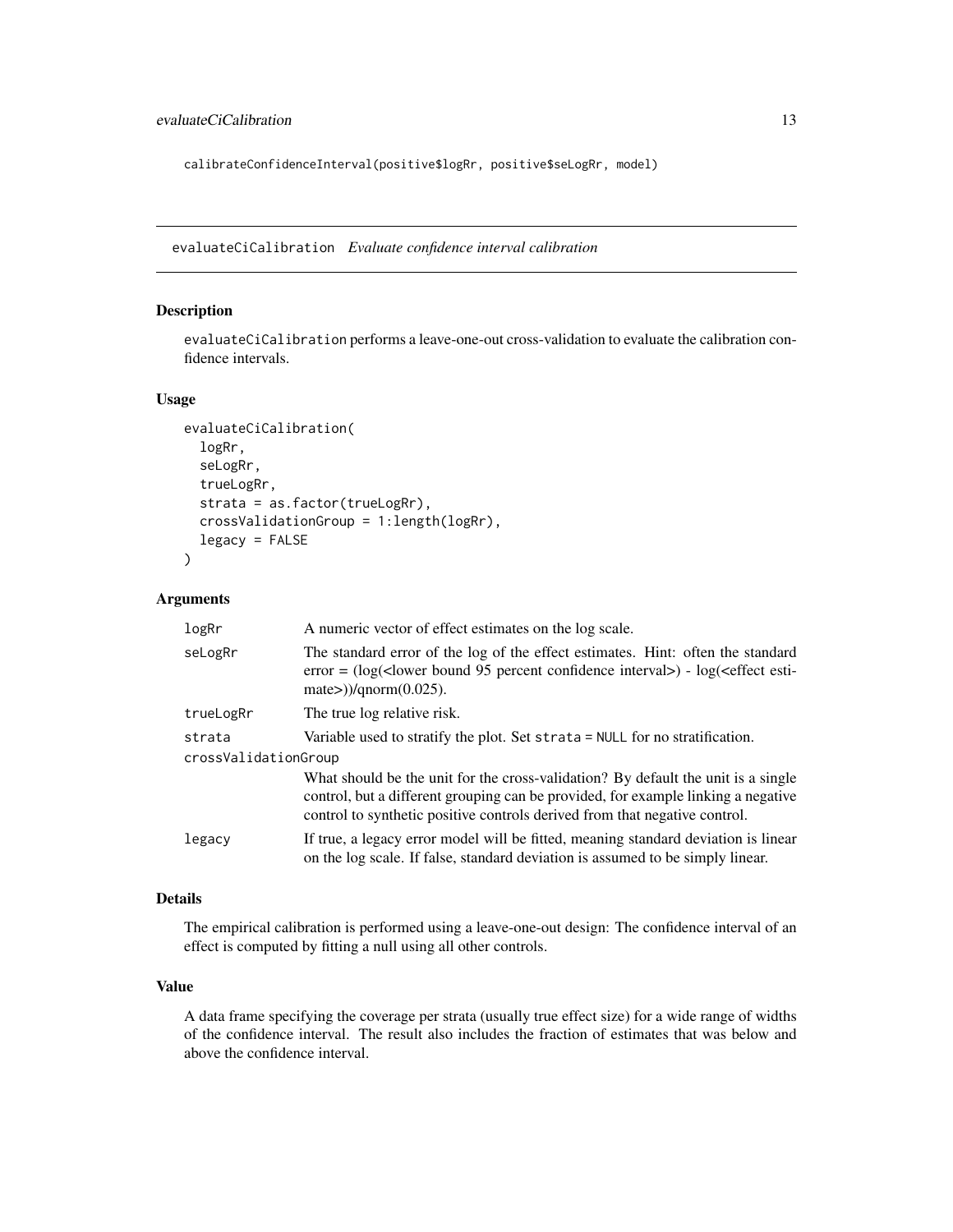```
calibrateConfidenceInterval(positive$logRr, positive$seLogRr, model)
```

---

## evaluateCiCalibration *Evaluate confidence interval calibration*

### Description

evaluateCiCalibration performs a leave-one-out cross-validation to evaluate the calibration confidence intervals.

### Usage

```
evaluateCiCalibration(
  logRr,
  seLogRr,
  trueLogRr,
  strata = as.factor(trueLogRr),
  crossValidationGroup = 1:length(logRr),
  legacy = FALSE
)
```

### Arguments

| | |
|---|---|
| logRr | A numeric vector of effect estimates on the log scale. |
| seLogRr | The standard error of the log of the effect estimates. Hint: often the standard error = (log(<lower bound 95 percent confidence interval>) - log(<effect estimate>))/qnorm(0.025). |
| trueLogRr | The true log relative risk. |
| strata | Variable used to stratify the plot. Set strata = NULL for no stratification. |
| crossValidationGroup | What should be the unit for the cross-validation? By default the unit is a single control, but a different grouping can be provided, for example linking a negative control to synthetic positive controls derived from that negative control. |
| legacy | If true, a legacy error model will be fitted, meaning standard deviation is linear on the log scale. If false, standard deviation is assumed to be simply linear. |

### Details

The empirical calibration is performed using a leave-one-out design: The confidence interval of an effect is computed by fitting a null using all other controls.

### Value

A data frame specifying the coverage per strata (usually true effect size) for a wide range of widths of the confidence interval. The result also includes the fraction of estimates that was below and above the confidence interval.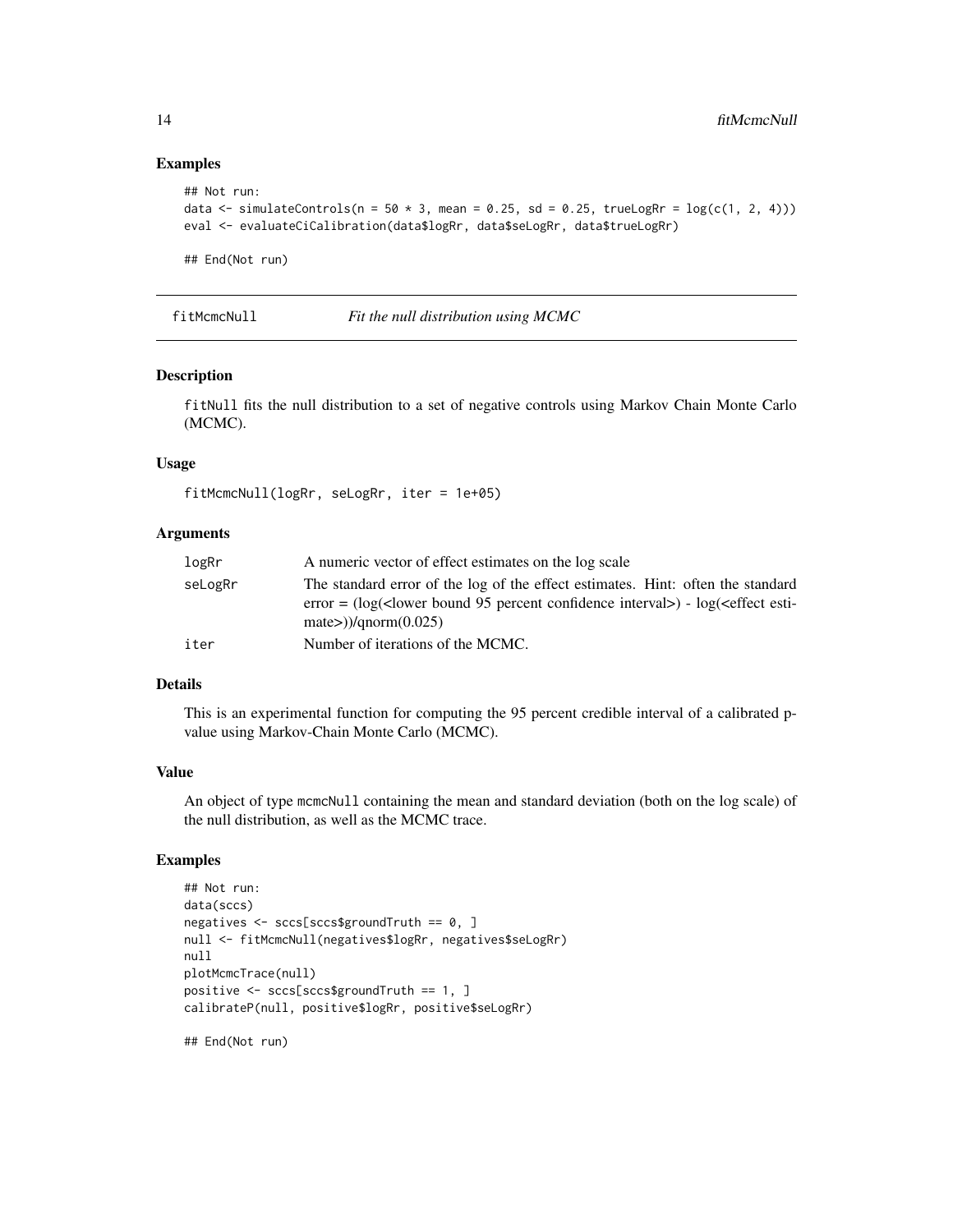## Examples

```
## Not run:
data <- simulateControls(n = 50 * 3, mean = 0.25, sd = 0.25, trueLogRr = log(c(1, 2, 4)))
eval <- evaluateCiCalibration(data$logRr, data$seLogRr, data$trueLogRr)

## End(Not run)
```

---

# fitMcmcNull — *Fit the null distribution using MCMC*

## Description

`fitNull` fits the null distribution to a set of negative controls using Markov Chain Monte Carlo (MCMC).

## Usage

```
fitMcmcNull(logRr, seLogRr, iter = 1e+05)
```

## Arguments

| | |
|---|---|
| `logRr` | A numeric vector of effect estimates on the log scale |
| `seLogRr` | The standard error of the log of the effect estimates. Hint: often the standard error = (log(<lower bound 95 percent confidence interval>) - log(<effect estimate>))/qnorm(0.025) |
| `iter` | Number of iterations of the MCMC. |

## Details

This is an experimental function for computing the 95 percent credible interval of a calibrated p-value using Markov-Chain Monte Carlo (MCMC).

## Value

An object of type `mcmcNull` containing the mean and standard deviation (both on the log scale) of the null distribution, as well as the MCMC trace.

## Examples

```
## Not run:
data(sccs)
negatives <- sccs[sccs$groundTruth == 0, ]
null <- fitMcmcNull(negatives$logRr, negatives$seLogRr)
null
plotMcmcTrace(null)
positive <- sccs[sccs$groundTruth == 1, ]
calibrateP(null, positive$logRr, positive$seLogRr)

## End(Not run)
```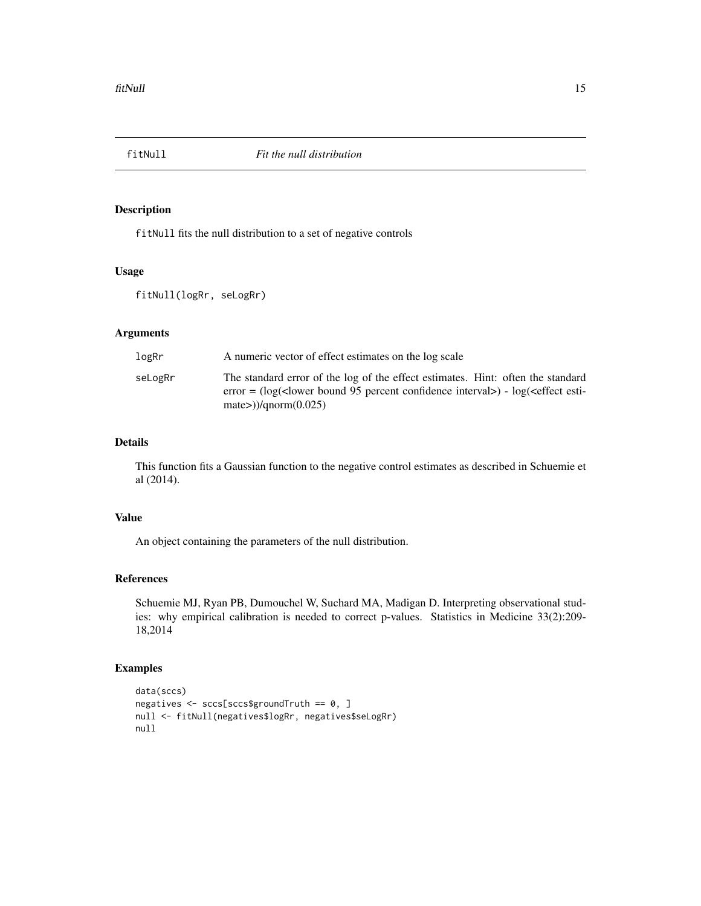# fitNull — *Fit the null distribution*

## Description

`fitNull` fits the null distribution to a set of negative controls

## Usage

```
fitNull(logRr, seLogRr)
```

## Arguments

| | |
|---|---|
| `logRr` | A numeric vector of effect estimates on the log scale |
| `seLogRr` | The standard error of the log of the effect estimates. Hint: often the standard error = (log(<lower bound 95 percent confidence interval>) - log(<effect estimate>))/qnorm(0.025) |

## Details

This function fits a Gaussian function to the negative control estimates as described in Schuemie et al (2014).

## Value

An object containing the parameters of the null distribution.

## References

Schuemie MJ, Ryan PB, Dumouchel W, Suchard MA, Madigan D. Interpreting observational studies: why empirical calibration is needed to correct p-values. Statistics in Medicine 33(2):209-18,2014

## Examples

```
data(sccs)
negatives <- sccs[sccs$groundTruth == 0, ]
null <- fitNull(negatives$logRr, negatives$seLogRr)
null
```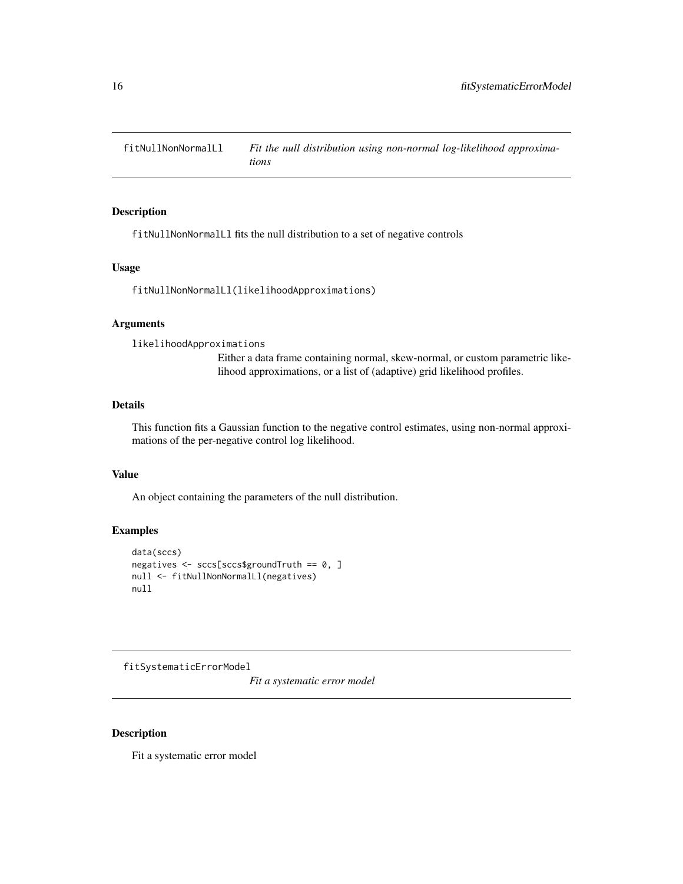## fitNullNonNormalLl — *Fit the null distribution using non-normal log-likelihood approximations*

### Description

fitNullNonNormalLl fits the null distribution to a set of negative controls

### Usage

```
fitNullNonNormalLl(likelihoodApproximations)
```

### Arguments

likelihoodApproximations
: Either a data frame containing normal, skew-normal, or custom parametric likelihood approximations, or a list of (adaptive) grid likelihood profiles.

### Details

This function fits a Gaussian function to the negative control estimates, using non-normal approximations of the per-negative control log likelihood.

### Value

An object containing the parameters of the null distribution.

### Examples

```
data(sccs)
negatives <- sccs[sccs$groundTruth == 0, ]
null <- fitNullNonNormalLl(negatives)
null
```

## fitSystematicErrorModel — *Fit a systematic error model*

### Description

Fit a systematic error model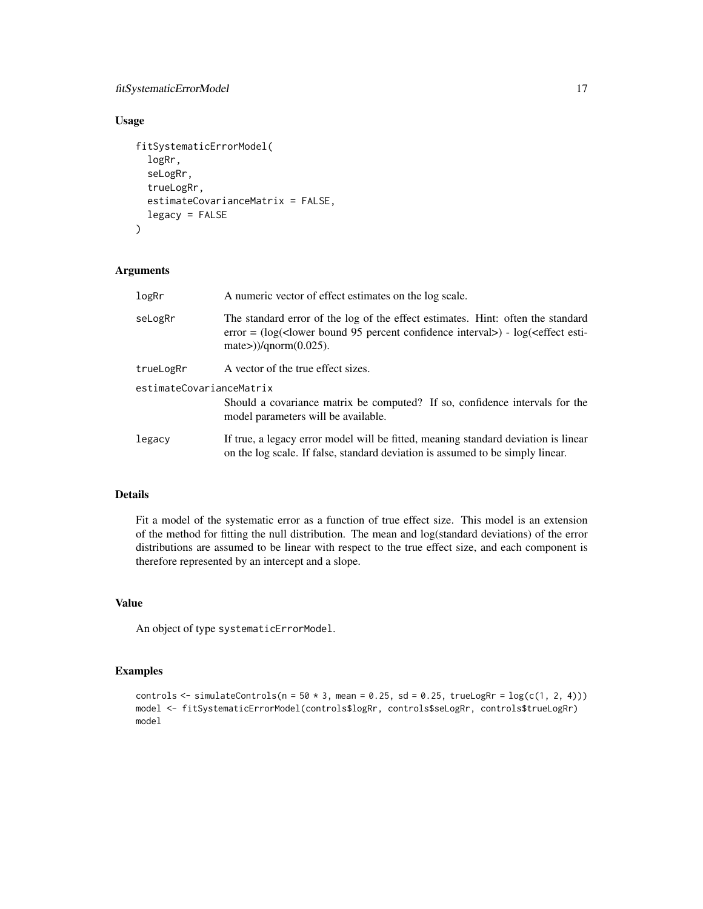## Usage

```
fitSystematicErrorModel(
  logRr,
  seLogRr,
  trueLogRr,
  estimateCovarianceMatrix = FALSE,
  legacy = FALSE
)
```

## Arguments

| Argument | Description |
|---|---|
| `logRr` | A numeric vector of effect estimates on the log scale. |
| `seLogRr` | The standard error of the log of the effect estimates. Hint: often the standard error = (log(<lower bound 95 percent confidence interval>) - log(<effect estimate>))/qnorm(0.025). |
| `trueLogRr` | A vector of the true effect sizes. |
| `estimateCovarianceMatrix` | Should a covariance matrix be computed? If so, confidence intervals for the model parameters will be available. |
| `legacy` | If true, a legacy error model will be fitted, meaning standard deviation is linear on the log scale. If false, standard deviation is assumed to be simply linear. |

## Details

Fit a model of the systematic error as a function of true effect size. This model is an extension of the method for fitting the null distribution. The mean and log(standard deviations) of the error distributions are assumed to be linear with respect to the true effect size, and each component is therefore represented by an intercept and a slope.

## Value

An object of type `systematicErrorModel`.

## Examples

```
controls <- simulateControls(n = 50 * 3, mean = 0.25, sd = 0.25, trueLogRr = log(c(1, 2, 4)))
model <- fitSystematicErrorModel(controls$logRr, controls$seLogRr, controls$trueLogRr)
model
```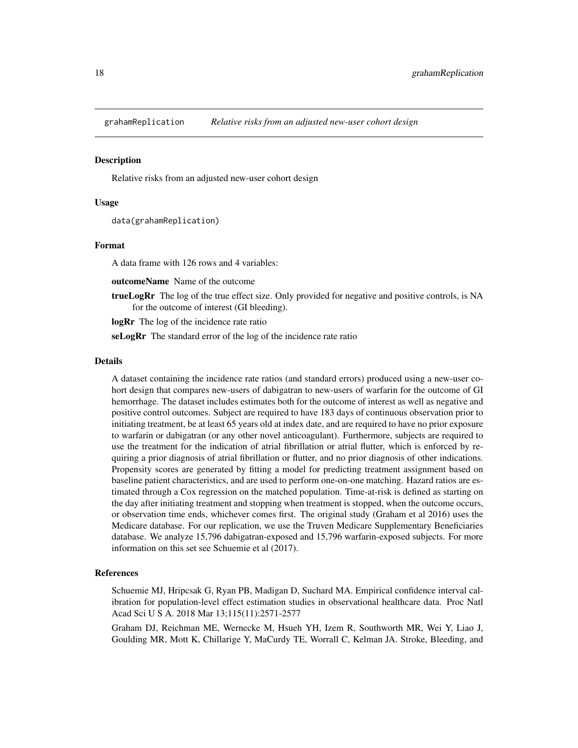## grahamReplication *Relative risks from an adjusted new-user cohort design*

### Description

Relative risks from an adjusted new-user cohort design

### Usage

```
data(grahamReplication)
```

### Format

A data frame with 126 rows and 4 variables:

**outcomeName** Name of the outcome

**trueLogRr** The log of the true effect size. Only provided for negative and positive controls, is NA for the outcome of interest (GI bleeding).

**logRr** The log of the incidence rate ratio

**seLogRr** The standard error of the log of the incidence rate ratio

### Details

A dataset containing the incidence rate ratios (and standard errors) produced using a new-user cohort design that compares new-users of dabigatran to new-users of warfarin for the outcome of GI hemorrhage. The dataset includes estimates both for the outcome of interest as well as negative and positive control outcomes. Subject are required to have 183 days of continuous observation prior to initiating treatment, be at least 65 years old at index date, and are required to have no prior exposure to warfarin or dabigatran (or any other novel anticoagulant). Furthermore, subjects are required to use the treatment for the indication of atrial fibrillation or atrial flutter, which is enforced by requiring a prior diagnosis of atrial fibrillation or flutter, and no prior diagnosis of other indications. Propensity scores are generated by fitting a model for predicting treatment assignment based on baseline patient characteristics, and are used to perform one-on-one matching. Hazard ratios are estimated through a Cox regression on the matched population. Time-at-risk is defined as starting on the day after initiating treatment and stopping when treatment is stopped, when the outcome occurs, or observation time ends, whichever comes first. The original study (Graham et al 2016) uses the Medicare database. For our replication, we use the Truven Medicare Supplementary Beneficiaries database. We analyze 15,796 dabigatran-exposed and 15,796 warfarin-exposed subjects. For more information on this set see Schuemie et al (2017).

### References

Schuemie MJ, Hripcsak G, Ryan PB, Madigan D, Suchard MA. Empirical confidence interval calibration for population-level effect estimation studies in observational healthcare data. Proc Natl Acad Sci U S A. 2018 Mar 13;115(11):2571-2577

Graham DJ, Reichman ME, Wernecke M, Hsueh YH, Izem R, Southworth MR, Wei Y, Liao J, Goulding MR, Mott K, Chillarige Y, MaCurdy TE, Worrall C, Kelman JA. Stroke, Bleeding, and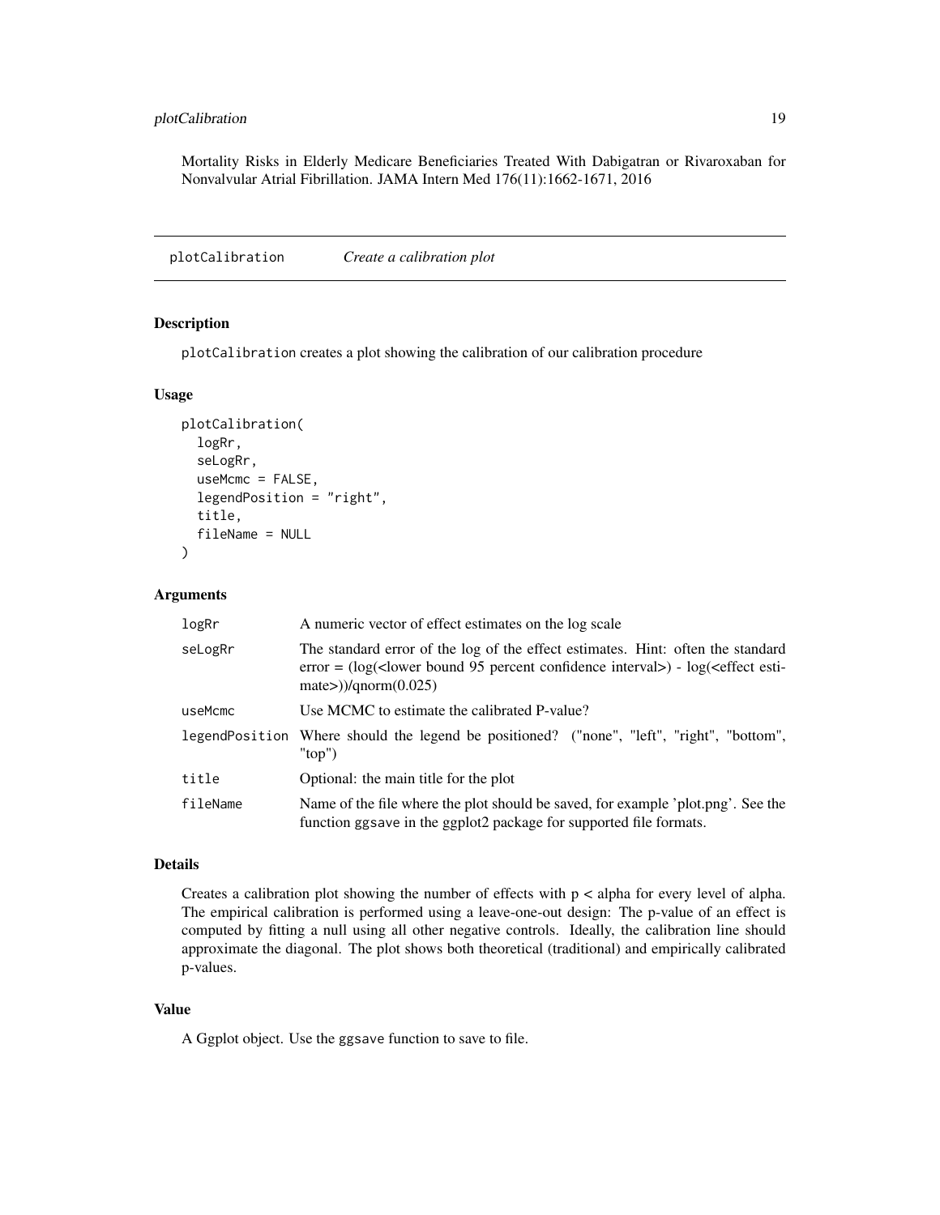Mortality Risks in Elderly Medicare Beneficiaries Treated With Dabigatran or Rivaroxaban for Nonvalvular Atrial Fibrillation. JAMA Intern Med 176(11):1662-1671, 2016

## plotCalibration *Create a calibration plot*

### Description

plotCalibration creates a plot showing the calibration of our calibration procedure

### Usage

```
plotCalibration(
  logRr,
  seLogRr,
  useMcmc = FALSE,
  legendPosition = "right",
  title,
  fileName = NULL
)
```

### Arguments

| | |
|---|---|
| logRr | A numeric vector of effect estimates on the log scale |
| seLogRr | The standard error of the log of the effect estimates. Hint: often the standard error = (log(<lower bound 95 percent confidence interval>) - log(<effect estimate>))/qnorm(0.025) |
| useMcmc | Use MCMC to estimate the calibrated P-value? |
| legendPosition | Where should the legend be positioned? ("none", "left", "right", "bottom", "top") |
| title | Optional: the main title for the plot |
| fileName | Name of the file where the plot should be saved, for example 'plot.png'. See the function ggsave in the ggplot2 package for supported file formats. |

### Details

Creates a calibration plot showing the number of effects with p < alpha for every level of alpha. The empirical calibration is performed using a leave-one-out design: The p-value of an effect is computed by fitting a null using all other negative controls. Ideally, the calibration line should approximate the diagonal. The plot shows both theoretical (traditional) and empirically calibrated p-values.

### Value

A Ggplot object. Use the ggsave function to save to file.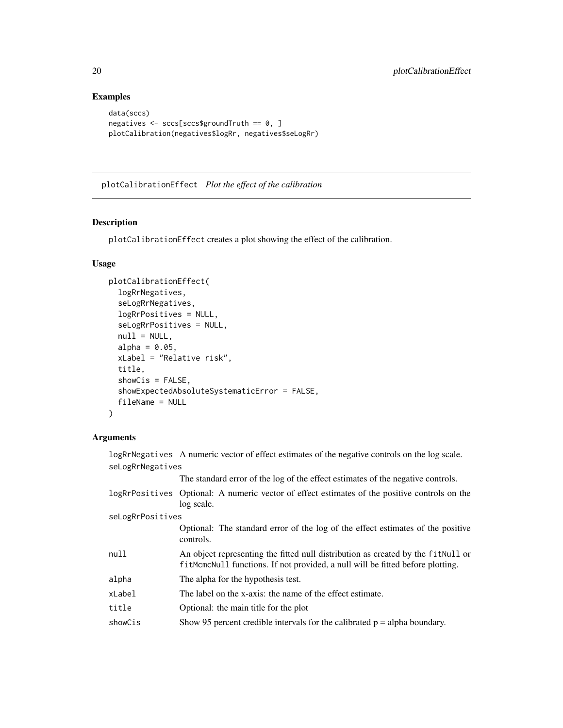## Examples

```
data(sccs)
negatives <- sccs[sccs$groundTruth == 0, ]
plotCalibration(negatives$logRr, negatives$seLogRr)
```

---

# plotCalibrationEffect *Plot the effect of the calibration*

## Description

`plotCalibrationEffect` creates a plot showing the effect of the calibration.

## Usage

```
plotCalibrationEffect(
  logRrNegatives,
  seLogRrNegatives,
  logRrPositives = NULL,
  seLogRrPositives = NULL,
  null = NULL,
  alpha = 0.05,
  xLabel = "Relative risk",
  title,
  showCis = FALSE,
  showExpectedAbsoluteSystematicError = FALSE,
  fileName = NULL
)
```

## Arguments

| | |
|---|---|
| `logRrNegatives` | A numeric vector of effect estimates of the negative controls on the log scale. |
| `seLogRrNegatives` | The standard error of the log of the effect estimates of the negative controls. |
| `logRrPositives` | Optional: A numeric vector of effect estimates of the positive controls on the log scale. |
| `seLogRrPositives` | Optional: The standard error of the log of the effect estimates of the positive controls. |
| `null` | An object representing the fitted null distribution as created by the `fitNull` or `fitMcmcNull` functions. If not provided, a null will be fitted before plotting. |
| `alpha` | The alpha for the hypothesis test. |
| `xLabel` | The label on the x-axis: the name of the effect estimate. |
| `title` | Optional: the main title for the plot |
| `showCis` | Show 95 percent credible intervals for the calibrated p = alpha boundary. |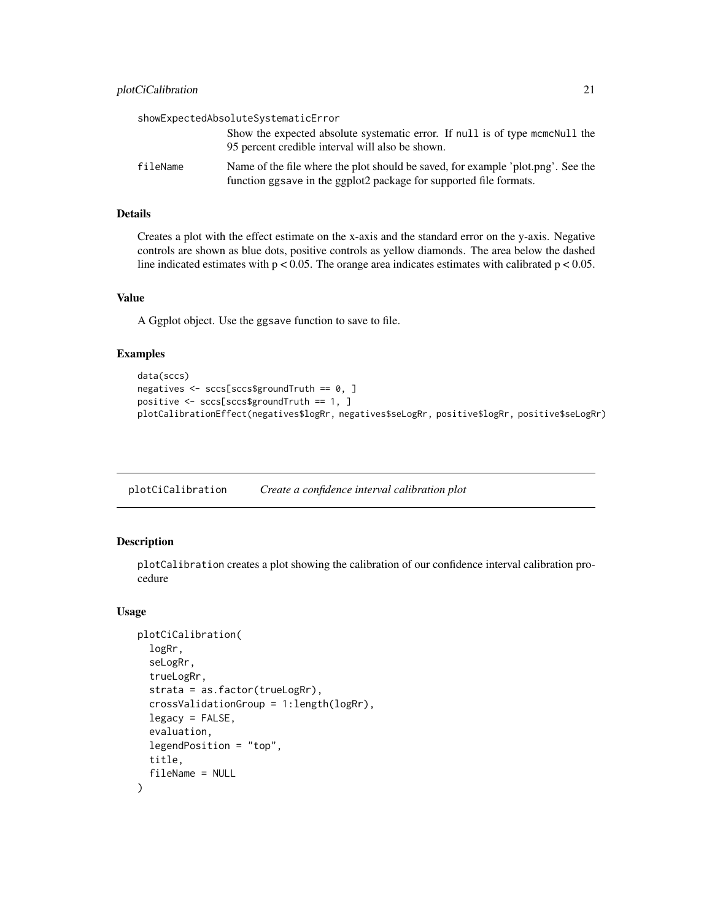showExpectedAbsoluteSystematicError
: Show the expected absolute systematic error. If `null` is of type `mcmcNull` the 95 percent credible interval will also be shown.

fileName
: Name of the file where the plot should be saved, for example 'plot.png'. See the function `ggsave` in the ggplot2 package for supported file formats.

### Details

Creates a plot with the effect estimate on the x-axis and the standard error on the y-axis. Negative controls are shown as blue dots, positive controls as yellow diamonds. The area below the dashed line indicated estimates with $p < 0.05$. The orange area indicates estimates with calibrated $p < 0.05$.

### Value

A Ggplot object. Use the `ggsave` function to save to file.

### Examples

```
data(sccs)
negatives <- sccs[sccs$groundTruth == 0, ]
positive <- sccs[sccs$groundTruth == 1, ]
plotCalibrationEffect(negatives$logRr, negatives$seLogRr, positive$logRr, positive$seLogRr)
```

---

## plotCiCalibration — *Create a confidence interval calibration plot*

### Description

`plotCalibration` creates a plot showing the calibration of our confidence interval calibration procedure

### Usage

```
plotCiCalibration(
  logRr,
  seLogRr,
  trueLogRr,
  strata = as.factor(trueLogRr),
  crossValidationGroup = 1:length(logRr),
  legacy = FALSE,
  evaluation,
  legendPosition = "top",
  title,
  fileName = NULL
)
```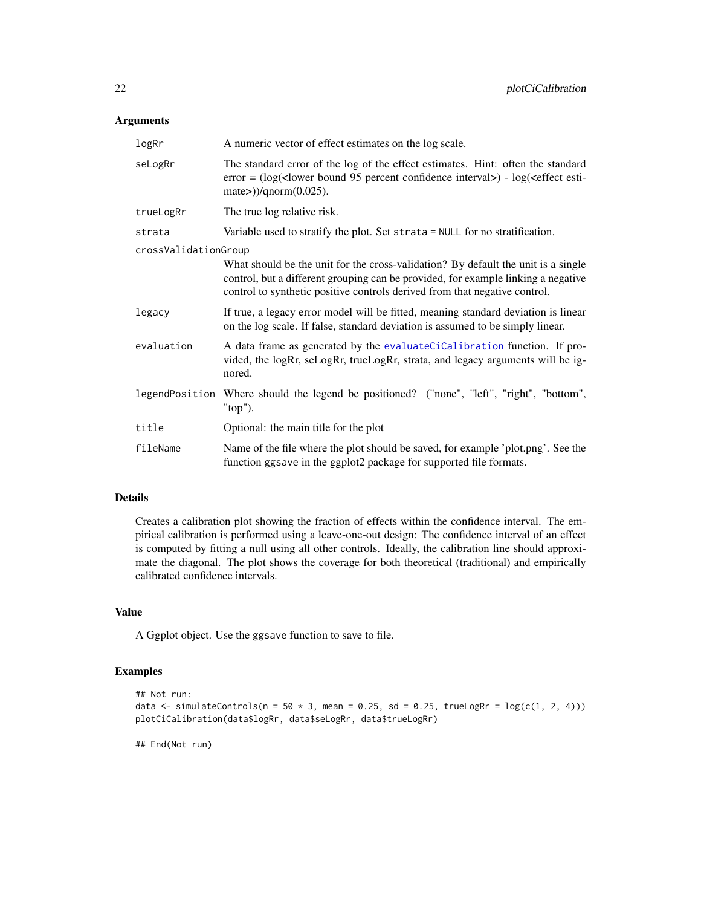## Arguments

| | |
|---|---|
| `logRr` | A numeric vector of effect estimates on the log scale. |
| `seLogRr` | The standard error of the log of the effect estimates. Hint: often the standard error = (log(<lower bound 95 percent confidence interval>) - log(<effect estimate>))/qnorm(0.025). |
| `trueLogRr` | The true log relative risk. |
| `strata` | Variable used to stratify the plot. Set `strata = NULL` for no stratification. |
| `crossValidationGroup` | What should be the unit for the cross-validation? By default the unit is a single control, but a different grouping can be provided, for example linking a negative control to synthetic positive controls derived from that negative control. |
| `legacy` | If true, a legacy error model will be fitted, meaning standard deviation is linear on the log scale. If false, standard deviation is assumed to be simply linear. |
| `evaluation` | A data frame as generated by the `evaluateCiCalibration` function. If provided, the logRr, seLogRr, trueLogRr, strata, and legacy arguments will be ignored. |
| `legendPosition` | Where should the legend be positioned? ("none", "left", "right", "bottom", "top"). |
| `title` | Optional: the main title for the plot |
| `fileName` | Name of the file where the plot should be saved, for example 'plot.png'. See the function ggsave in the ggplot2 package for supported file formats. |

## Details

Creates a calibration plot showing the fraction of effects within the confidence interval. The empirical calibration is performed using a leave-one-out design: The confidence interval of an effect is computed by fitting a null using all other controls. Ideally, the calibration line should approximate the diagonal. The plot shows the coverage for both theoretical (traditional) and empirically calibrated confidence intervals.

## Value

A Ggplot object. Use the ggsave function to save to file.

## Examples

```
## Not run:
data <- simulateControls(n = 50 * 3, mean = 0.25, sd = 0.25, trueLogRr = log(c(1, 2, 4)))
plotCiCalibration(data$logRr, data$seLogRr, data$trueLogRr)

## End(Not run)
```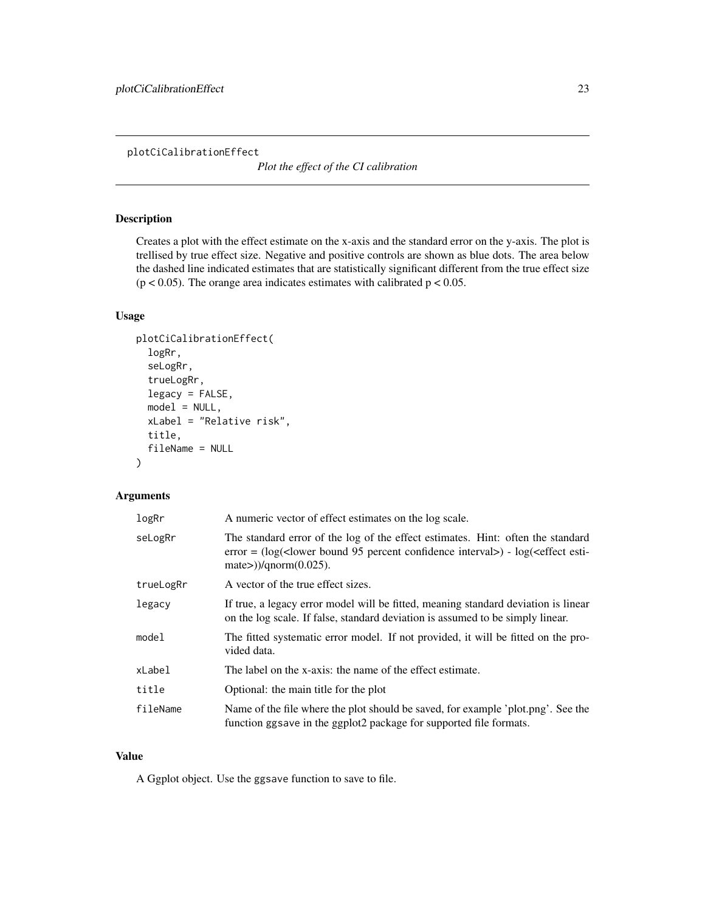plotCiCalibrationEffect        *Plot the effect of the CI calibration*

## Description

Creates a plot with the effect estimate on the x-axis and the standard error on the y-axis. The plot is trellised by true effect size. Negative and positive controls are shown as blue dots. The area below the dashed line indicated estimates that are statistically significant different from the true effect size ($p < 0.05$). The orange area indicates estimates with calibrated $p < 0.05$.

## Usage

```
plotCiCalibrationEffect(
  logRr,
  seLogRr,
  trueLogRr,
  legacy = FALSE,
  model = NULL,
  xLabel = "Relative risk",
  title,
  fileName = NULL
)
```

## Arguments

| | |
|---|---|
| logRr | A numeric vector of effect estimates on the log scale. |
| seLogRr | The standard error of the log of the effect estimates. Hint: often the standard error = (log(<lower bound 95 percent confidence interval>) - log(<effect estimate>))/qnorm(0.025). |
| trueLogRr | A vector of the true effect sizes. |
| legacy | If true, a legacy error model will be fitted, meaning standard deviation is linear on the log scale. If false, standard deviation is assumed to be simply linear. |
| model | The fitted systematic error model. If not provided, it will be fitted on the provided data. |
| xLabel | The label on the x-axis: the name of the effect estimate. |
| title | Optional: the main title for the plot |
| fileName | Name of the file where the plot should be saved, for example 'plot.png'. See the function ggsave in the ggplot2 package for supported file formats. |

## Value

A Ggplot object. Use the ggsave function to save to file.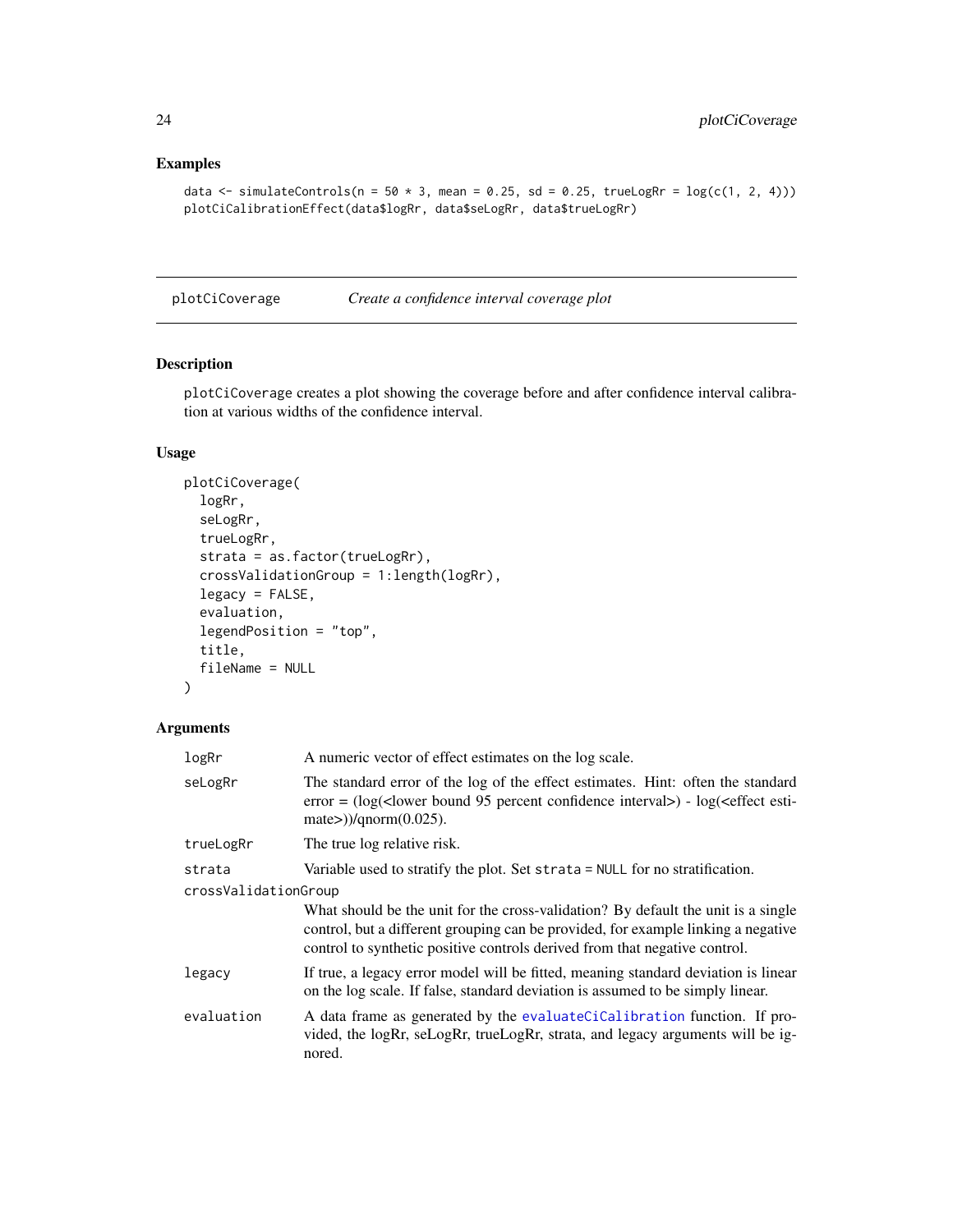## Examples

```
data <- simulateControls(n = 50 * 3, mean = 0.25, sd = 0.25, trueLogRr = log(c(1, 2, 4)))
plotCiCalibrationEffect(data$logRr, data$seLogRr, data$trueLogRr)
```

---

# plotCiCoverage *Create a confidence interval coverage plot*

---

## Description

plotCiCoverage creates a plot showing the coverage before and after confidence interval calibration at various widths of the confidence interval.

## Usage

```
plotCiCoverage(
  logRr,
  seLogRr,
  trueLogRr,
  strata = as.factor(trueLogRr),
  crossValidationGroup = 1:length(logRr),
  legacy = FALSE,
  evaluation,
  legendPosition = "top",
  title,
  fileName = NULL
)
```

## Arguments

| | |
|---|---|
| logRr | A numeric vector of effect estimates on the log scale. |
| seLogRr | The standard error of the log of the effect estimates. Hint: often the standard error = (log(<lower bound 95 percent confidence interval>) - log(<effect estimate>))/qnorm(0.025). |
| trueLogRr | The true log relative risk. |
| strata | Variable used to stratify the plot. Set strata = NULL for no stratification. |
| crossValidationGroup | What should be the unit for the cross-validation? By default the unit is a single control, but a different grouping can be provided, for example linking a negative control to synthetic positive controls derived from that negative control. |
| legacy | If true, a legacy error model will be fitted, meaning standard deviation is linear on the log scale. If false, standard deviation is assumed to be simply linear. |
| evaluation | A data frame as generated by the evaluateCiCalibration function. If provided, the logRr, seLogRr, trueLogRr, strata, and legacy arguments will be ignored. |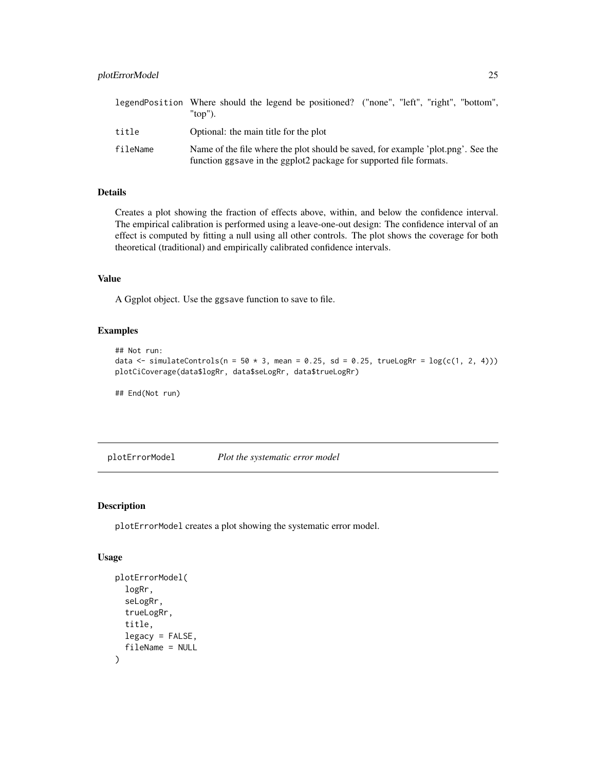| | |
|---|---|
| legendPosition | Where should the legend be positioned? ("none", "left", "right", "bottom", "top"). |
| title | Optional: the main title for the plot |
| fileName | Name of the file where the plot should be saved, for example 'plot.png'. See the function ggsave in the ggplot2 package for supported file formats. |

### Details

Creates a plot showing the fraction of effects above, within, and below the confidence interval. The empirical calibration is performed using a leave-one-out design: The confidence interval of an effect is computed by fitting a null using all other controls. The plot shows the coverage for both theoretical (traditional) and empirically calibrated confidence intervals.

### Value

A Ggplot object. Use the ggsave function to save to file.

### Examples

```
## Not run:
data <- simulateControls(n = 50 * 3, mean = 0.25, sd = 0.25, trueLogRr = log(c(1, 2, 4)))
plotCiCoverage(data$logRr, data$seLogRr, data$trueLogRr)

## End(Not run)
```

---

## plotErrorModel — *Plot the systematic error model*

### Description

plotErrorModel creates a plot showing the systematic error model.

### Usage

```
plotErrorModel(
  logRr,
  seLogRr,
  trueLogRr,
  title,
  legacy = FALSE,
  fileName = NULL
)
```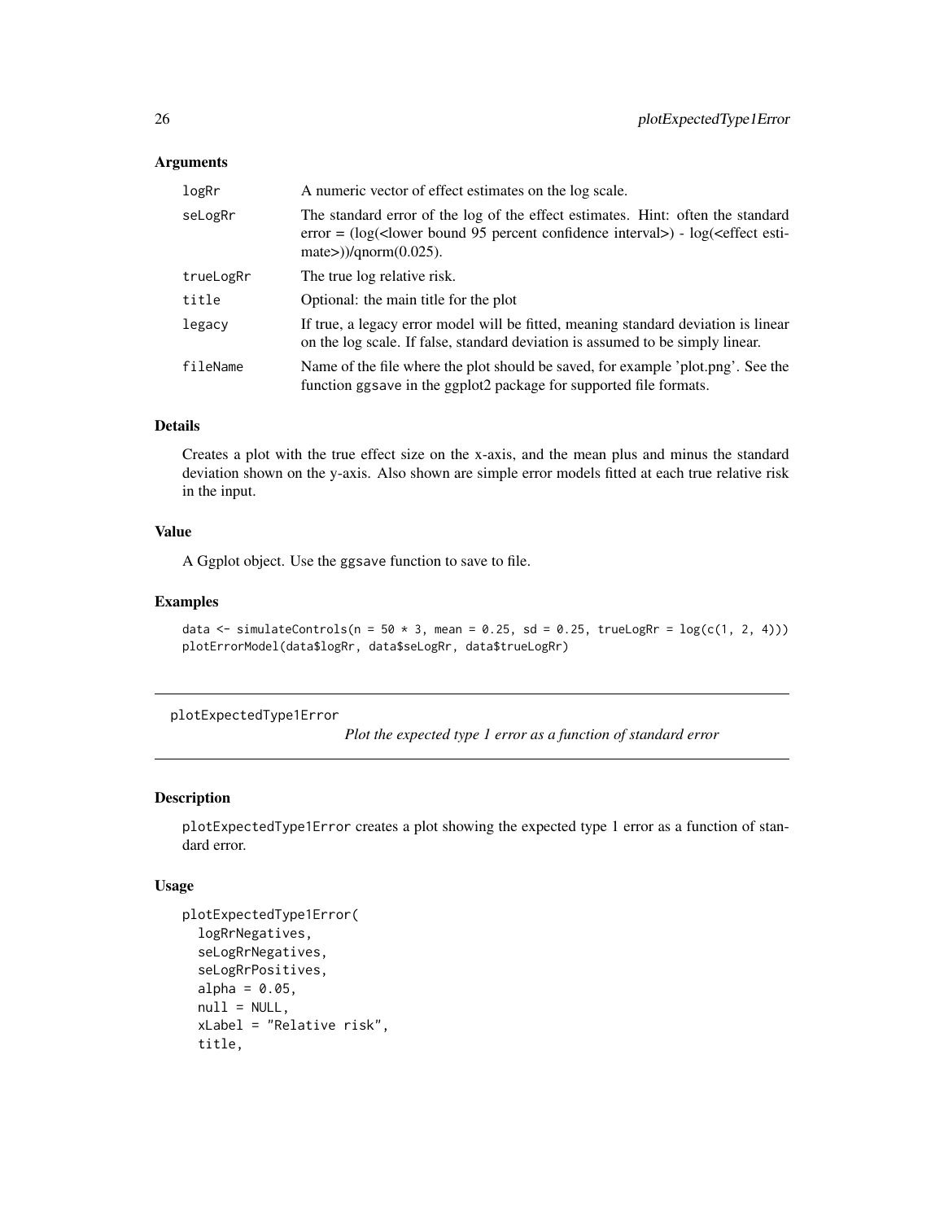### Arguments

| | |
|---|---|
| logRr | A numeric vector of effect estimates on the log scale. |
| seLogRr | The standard error of the log of the effect estimates. Hint: often the standard error = (log(<lower bound 95 percent confidence interval>) - log(<effect estimate>))/qnorm(0.025). |
| trueLogRr | The true log relative risk. |
| title | Optional: the main title for the plot |
| legacy | If true, a legacy error model will be fitted, meaning standard deviation is linear on the log scale. If false, standard deviation is assumed to be simply linear. |
| fileName | Name of the file where the plot should be saved, for example 'plot.png'. See the function ggsave in the ggplot2 package for supported file formats. |

### Details

Creates a plot with the true effect size on the x-axis, and the mean plus and minus the standard deviation shown on the y-axis. Also shown are simple error models fitted at each true relative risk in the input.

### Value

A Ggplot object. Use the ggsave function to save to file.

### Examples

```
data <- simulateControls(n = 50 * 3, mean = 0.25, sd = 0.25, trueLogRr = log(c(1, 2, 4)))
plotErrorModel(data$logRr, data$seLogRr, data$trueLogRr)
```

---

## plotExpectedType1Error

*Plot the expected type 1 error as a function of standard error*

---

### Description

plotExpectedType1Error creates a plot showing the expected type 1 error as a function of standard error.

### Usage

```
plotExpectedType1Error(
  logRrNegatives,
  seLogRrNegatives,
  seLogRrPositives,
  alpha = 0.05,
  null = NULL,
  xLabel = "Relative risk",
  title,
```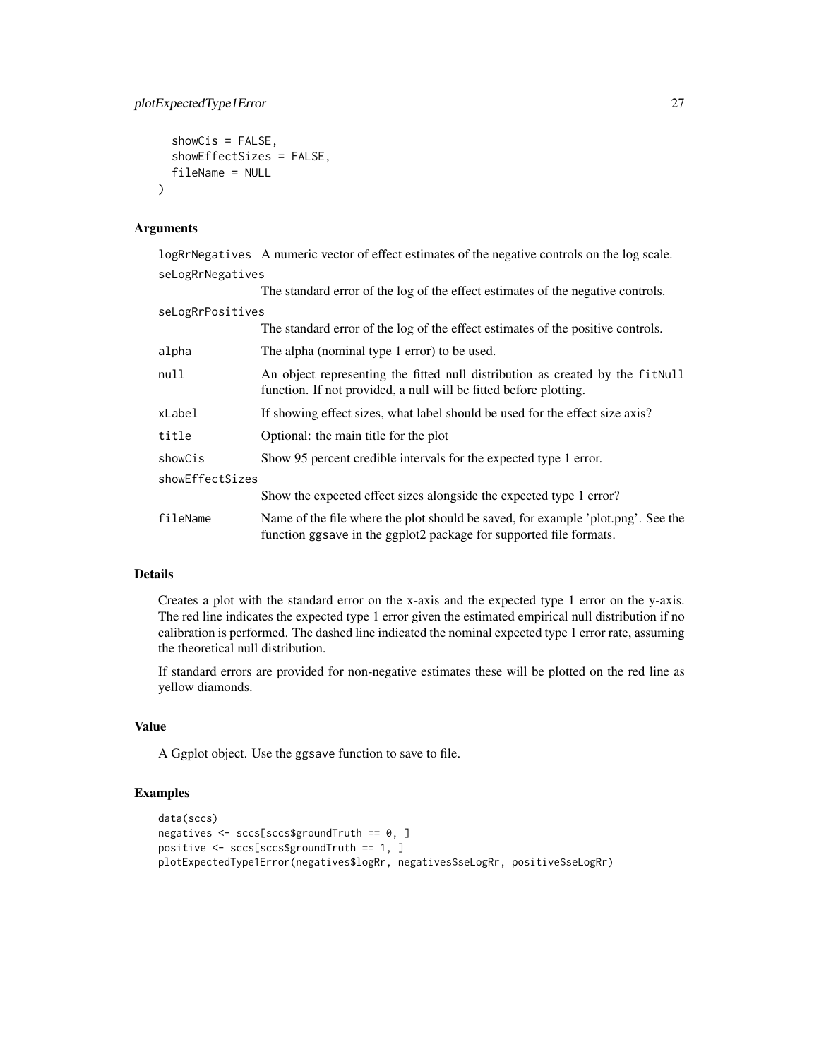```
  showCis = FALSE,
  showEffectSizes = FALSE,
  fileName = NULL
)
```

## Arguments

| | |
|---|---|
| logRrNegatives | A numeric vector of effect estimates of the negative controls on the log scale. |
| seLogRrNegatives | The standard error of the log of the effect estimates of the negative controls. |
| seLogRrPositives | The standard error of the log of the effect estimates of the positive controls. |
| alpha | The alpha (nominal type 1 error) to be used. |
| null | An object representing the fitted null distribution as created by the fitNull function. If not provided, a null will be fitted before plotting. |
| xLabel | If showing effect sizes, what label should be used for the effect size axis? |
| title | Optional: the main title for the plot |
| showCis | Show 95 percent credible intervals for the expected type 1 error. |
| showEffectSizes | Show the expected effect sizes alongside the expected type 1 error? |
| fileName | Name of the file where the plot should be saved, for example 'plot.png'. See the function ggsave in the ggplot2 package for supported file formats. |

## Details

Creates a plot with the standard error on the x-axis and the expected type 1 error on the y-axis. The red line indicates the expected type 1 error given the estimated empirical null distribution if no calibration is performed. The dashed line indicated the nominal expected type 1 error rate, assuming the theoretical null distribution.

If standard errors are provided for non-negative estimates these will be plotted on the red line as yellow diamonds.

## Value

A Ggplot object. Use the ggsave function to save to file.

## Examples

```
data(sccs)
negatives <- sccs[sccs$groundTruth == 0, ]
positive <- sccs[sccs$groundTruth == 1, ]
plotExpectedType1Error(negatives$logRr, negatives$seLogRr, positive$seLogRr)
```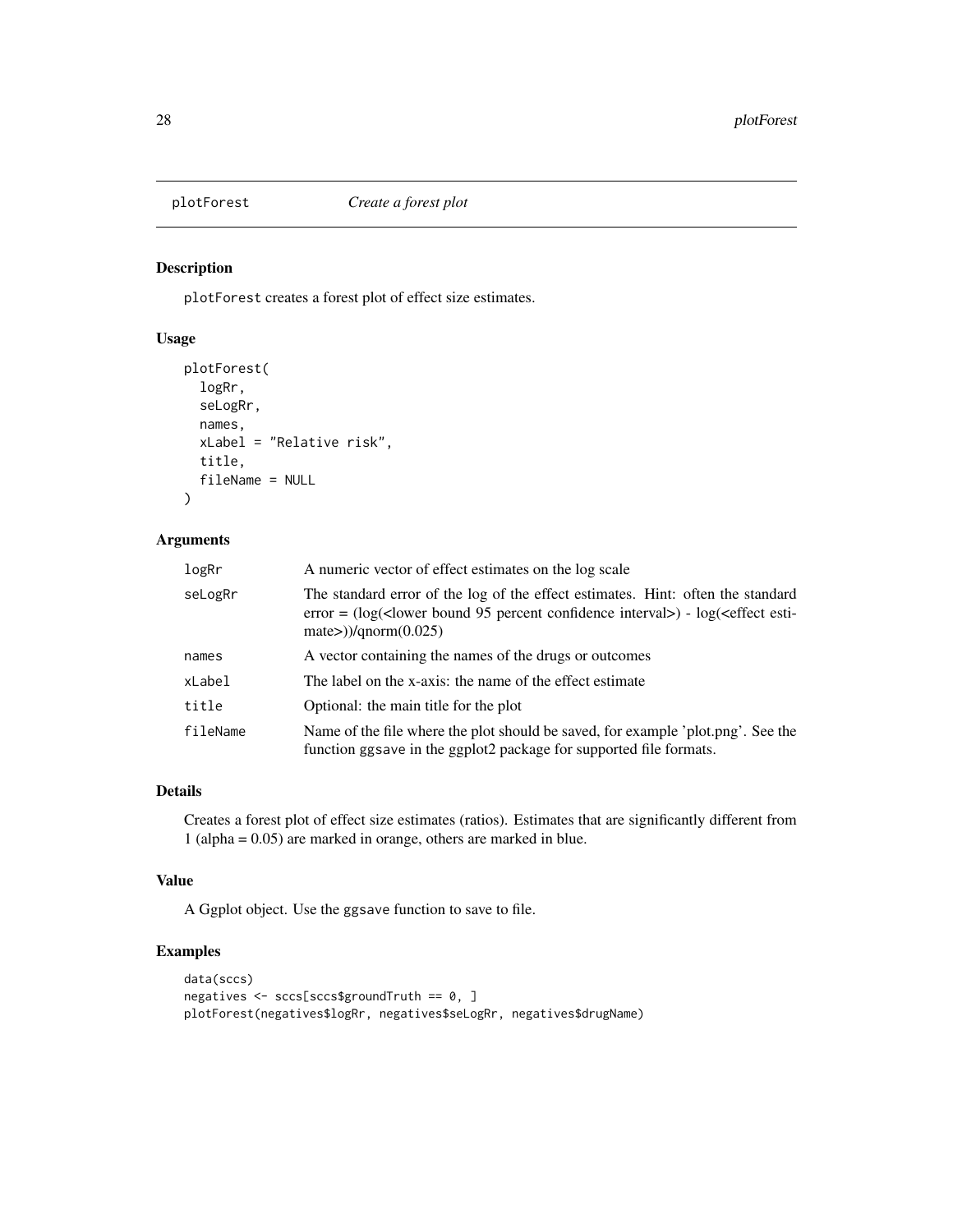## plotForest — *Create a forest plot*

### Description

`plotForest` creates a forest plot of effect size estimates.

### Usage

```
plotForest(
  logRr,
  seLogRr,
  names,
  xLabel = "Relative risk",
  title,
  fileName = NULL
)
```

### Arguments

| | |
|---|---|
| `logRr` | A numeric vector of effect estimates on the log scale |
| `seLogRr` | The standard error of the log of the effect estimates. Hint: often the standard error = (log(<lower bound 95 percent confidence interval>) - log(<effect estimate>))/qnorm(0.025) |
| `names` | A vector containing the names of the drugs or outcomes |
| `xLabel` | The label on the x-axis: the name of the effect estimate |
| `title` | Optional: the main title for the plot |
| `fileName` | Name of the file where the plot should be saved, for example 'plot.png'. See the function ggsave in the ggplot2 package for supported file formats. |

### Details

Creates a forest plot of effect size estimates (ratios). Estimates that are significantly different from 1 (alpha = 0.05) are marked in orange, others are marked in blue.

### Value

A Ggplot object. Use the `ggsave` function to save to file.

### Examples

```
data(sccs)
negatives <- sccs[sccs$groundTruth == 0, ]
plotForest(negatives$logRr, negatives$seLogRr, negatives$drugName)
```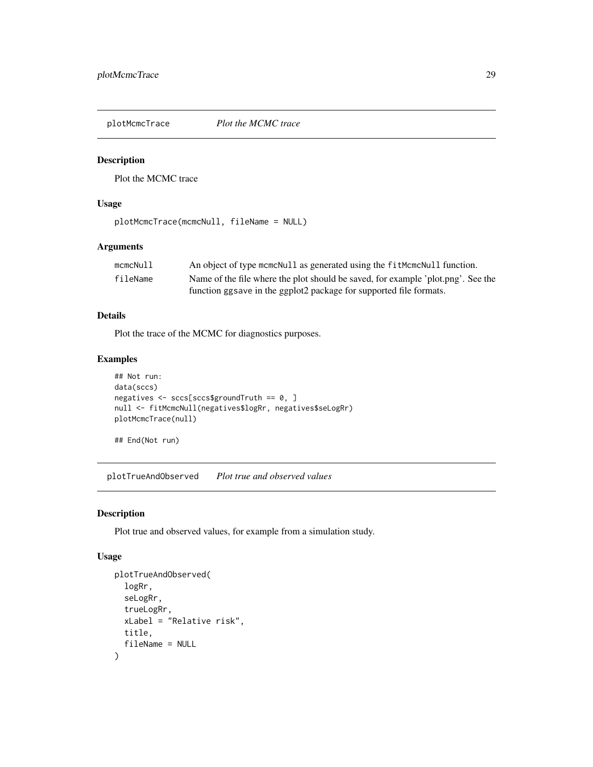## plotMcmcTrace *Plot the MCMC trace*

### Description

Plot the MCMC trace

### Usage

```
plotMcmcTrace(mcmcNull, fileName = NULL)
```

### Arguments

| | |
|---|---|
| mcmcNull | An object of type mcmcNull as generated using the fitMcmcNull function. |
| fileName | Name of the file where the plot should be saved, for example 'plot.png'. See the function ggsave in the ggplot2 package for supported file formats. |

### Details

Plot the trace of the MCMC for diagnostics purposes.

### Examples

```
## Not run:
data(sccs)
negatives <- sccs[sccs$groundTruth == 0, ]
null <- fitMcmcNull(negatives$logRr, negatives$seLogRr)
plotMcmcTrace(null)

## End(Not run)
```

## plotTrueAndObserved *Plot true and observed values*

### Description

Plot true and observed values, for example from a simulation study.

### Usage

```
plotTrueAndObserved(
  logRr,
  seLogRr,
  trueLogRr,
  xLabel = "Relative risk",
  title,
  fileName = NULL
)
```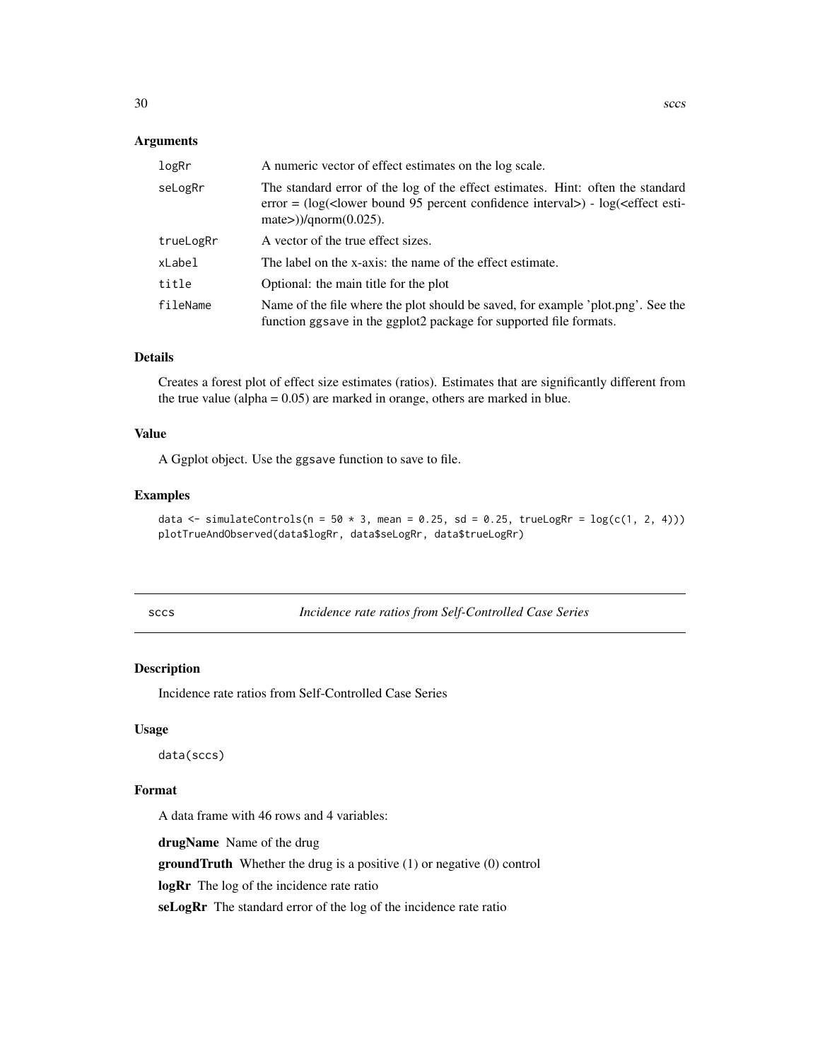## Arguments

| | |
|---|---|
| logRr | A numeric vector of effect estimates on the log scale. |
| seLogRr | The standard error of the log of the effect estimates. Hint: often the standard error = (log(<lower bound 95 percent confidence interval>) - log(<effect estimate>))/qnorm(0.025). |
| trueLogRr | A vector of the true effect sizes. |
| xLabel | The label on the x-axis: the name of the effect estimate. |
| title | Optional: the main title for the plot |
| fileName | Name of the file where the plot should be saved, for example 'plot.png'. See the function ggsave in the ggplot2 package for supported file formats. |

## Details

Creates a forest plot of effect size estimates (ratios). Estimates that are significantly different from the true value (alpha = 0.05) are marked in orange, others are marked in blue.

## Value

A Ggplot object. Use the ggsave function to save to file.

## Examples

```
data <- simulateControls(n = 50 * 3, mean = 0.25, sd = 0.25, trueLogRr = log(c(1, 2, 4)))
plotTrueAndObserved(data$logRr, data$seLogRr, data$trueLogRr)
```

---

# sccs — *Incidence rate ratios from Self-Controlled Case Series*

## Description

Incidence rate ratios from Self-Controlled Case Series

## Usage

```
data(sccs)
```

## Format

A data frame with 46 rows and 4 variables:

**drugName** Name of the drug

**groundTruth** Whether the drug is a positive (1) or negative (0) control

**logRr** The log of the incidence rate ratio

**seLogRr** The standard error of the log of the incidence rate ratio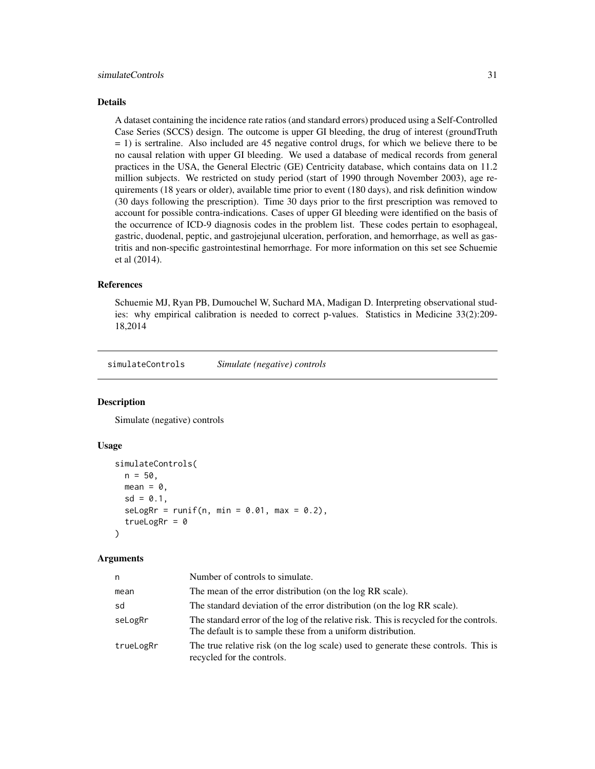### Details

A dataset containing the incidence rate ratios (and standard errors) produced using a Self-Controlled Case Series (SCCS) design. The outcome is upper GI bleeding, the drug of interest (groundTruth = 1) is sertraline. Also included are 45 negative control drugs, for which we believe there to be no causal relation with upper GI bleeding. We used a database of medical records from general practices in the USA, the General Electric (GE) Centricity database, which contains data on 11.2 million subjects. We restricted on study period (start of 1990 through November 2003), age requirements (18 years or older), available time prior to event (180 days), and risk definition window (30 days following the prescription). Time 30 days prior to the first prescription was removed to account for possible contra-indications. Cases of upper GI bleeding were identified on the basis of the occurrence of ICD-9 diagnosis codes in the problem list. These codes pertain to esophageal, gastric, duodenal, peptic, and gastrojejunal ulceration, perforation, and hemorrhage, as well as gastritis and non-specific gastrointestinal hemorrhage. For more information on this set see Schuemie et al (2014).

### References

Schuemie MJ, Ryan PB, Dumouchel W, Suchard MA, Madigan D. Interpreting observational studies: why empirical calibration is needed to correct p-values. Statistics in Medicine 33(2):209-18,2014

## simulateControls *Simulate (negative) controls*

### Description

Simulate (negative) controls

### Usage

```
simulateControls(
  n = 50,
  mean = 0,
  sd = 0.1,
  seLogRr = runif(n, min = 0.01, max = 0.2),
  trueLogRr = 0
)
```

### Arguments

| | |
|---|---|
| n | Number of controls to simulate. |
| mean | The mean of the error distribution (on the log RR scale). |
| sd | The standard deviation of the error distribution (on the log RR scale). |
| seLogRr | The standard error of the log of the relative risk. This is recycled for the controls. The default is to sample these from a uniform distribution. |
| trueLogRr | The true relative risk (on the log scale) used to generate these controls. This is recycled for the controls. |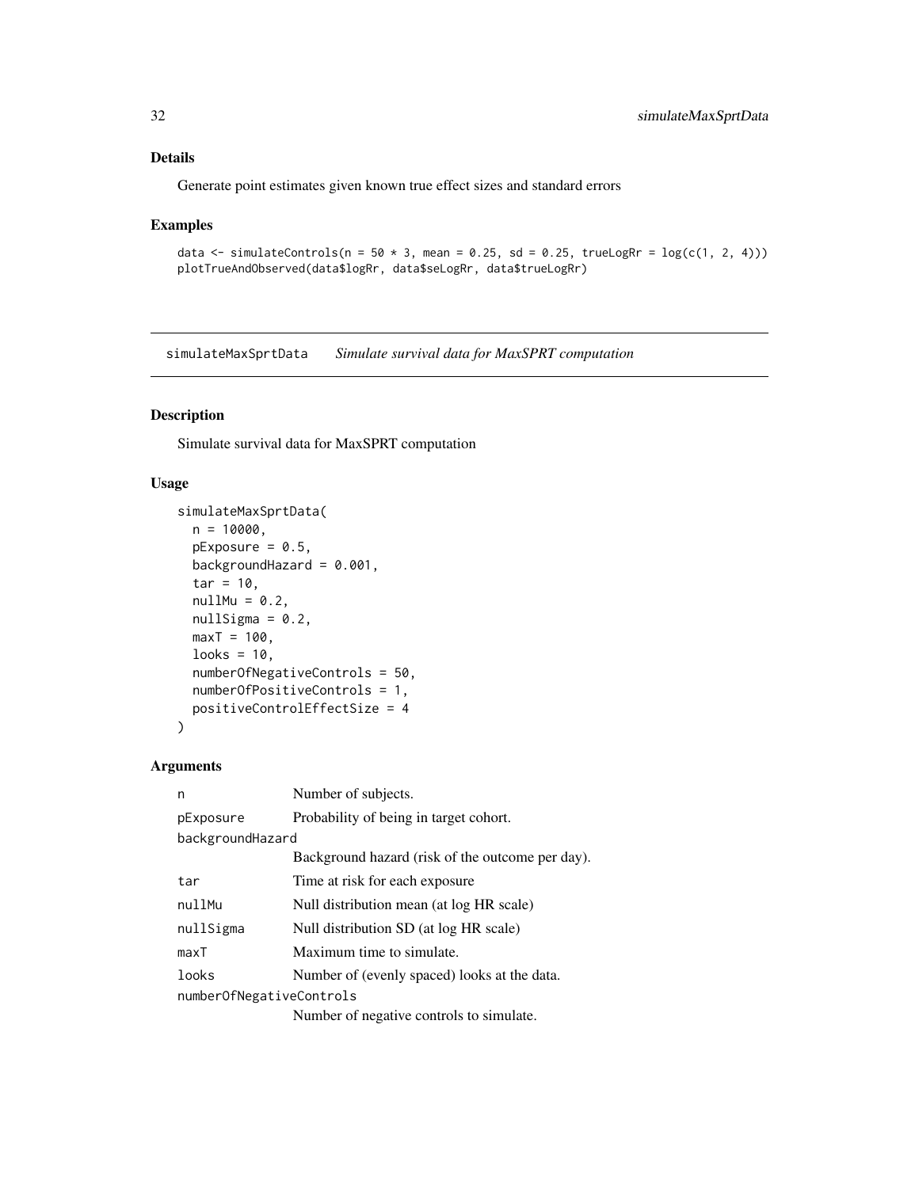## Details

Generate point estimates given known true effect sizes and standard errors

## Examples

```
data <- simulateControls(n = 50 * 3, mean = 0.25, sd = 0.25, trueLogRr = log(c(1, 2, 4)))
plotTrueAndObserved(data$logRr, data$seLogRr, data$trueLogRr)
```

---

# simulateMaxSprtData *Simulate survival data for MaxSPRT computation*

## Description

Simulate survival data for MaxSPRT computation

## Usage

```
simulateMaxSprtData(
  n = 10000,
  pExposure = 0.5,
  backgroundHazard = 0.001,
  tar = 10,
  nullMu = 0.2,
  nullSigma = 0.2,
  maxT = 100,
  looks = 10,
  numberOfNegativeControls = 50,
  numberOfPositiveControls = 1,
  positiveControlEffectSize = 4
)
```

## Arguments

| | |
|---|---|
| `n` | Number of subjects. |
| `pExposure` | Probability of being in target cohort. |
| `backgroundHazard` | Background hazard (risk of the outcome per day). |
| `tar` | Time at risk for each exposure |
| `nullMu` | Null distribution mean (at log HR scale) |
| `nullSigma` | Null distribution SD (at log HR scale) |
| `maxT` | Maximum time to simulate. |
| `looks` | Number of (evenly spaced) looks at the data. |
| `numberOfNegativeControls` | Number of negative controls to simulate. |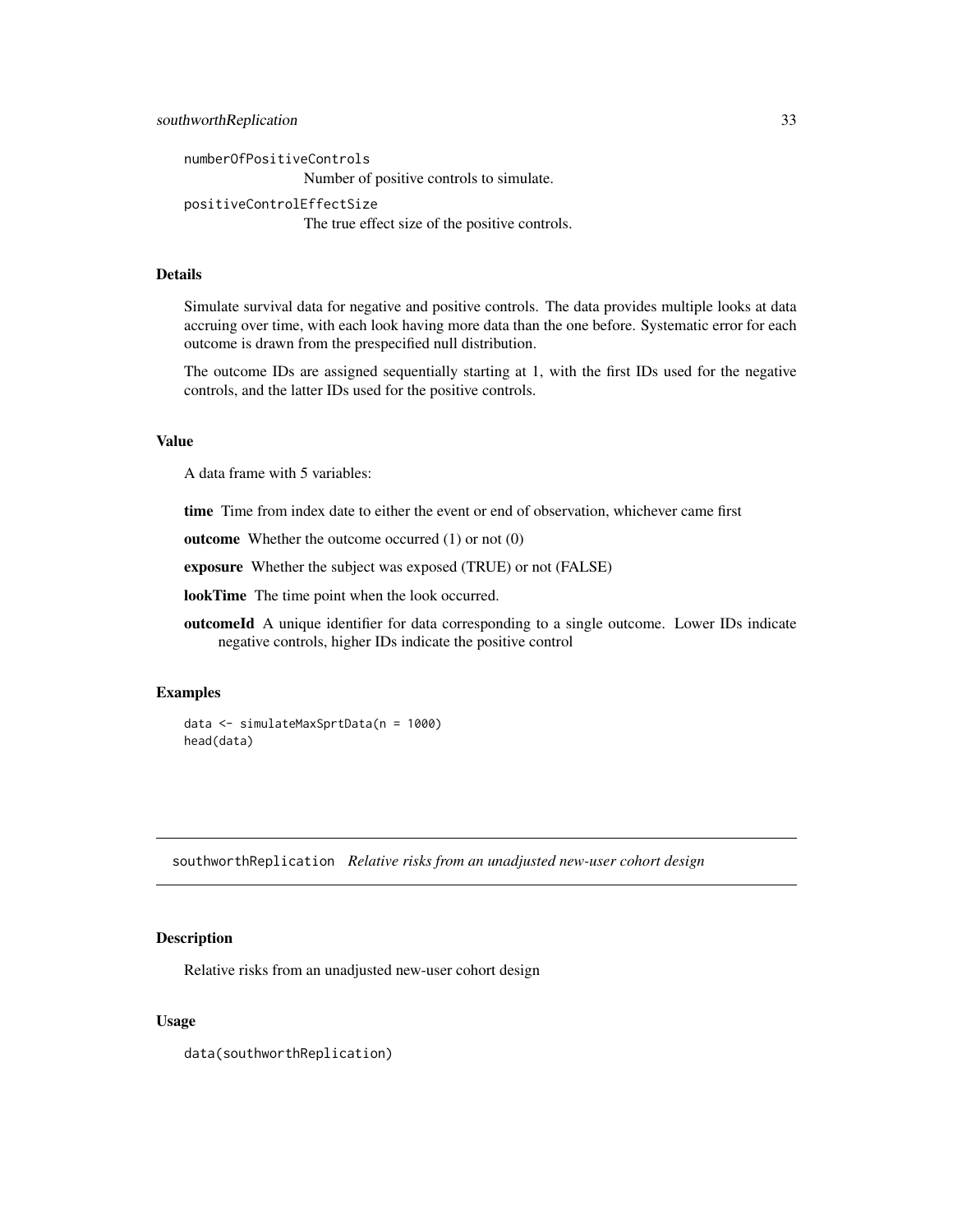numberOfPositiveControls
: Number of positive controls to simulate.

positiveControlEffectSize
: The true effect size of the positive controls.

### Details

Simulate survival data for negative and positive controls. The data provides multiple looks at data accruing over time, with each look having more data than the one before. Systematic error for each outcome is drawn from the prespecified null distribution.

The outcome IDs are assigned sequentially starting at 1, with the first IDs used for the negative controls, and the latter IDs used for the positive controls.

### Value

A data frame with 5 variables:

**time** Time from index date to either the event or end of observation, whichever came first

**outcome** Whether the outcome occurred (1) or not (0)

**exposure** Whether the subject was exposed (TRUE) or not (FALSE)

**lookTime** The time point when the look occurred.

**outcomeId** A unique identifier for data corresponding to a single outcome. Lower IDs indicate negative controls, higher IDs indicate the positive control

### Examples

```
data <- simulateMaxSprtData(n = 1000)
head(data)
```

---

## southworthReplication *Relative risks from an unadjusted new-user cohort design*

---

### Description

Relative risks from an unadjusted new-user cohort design

### Usage

```
data(southworthReplication)
```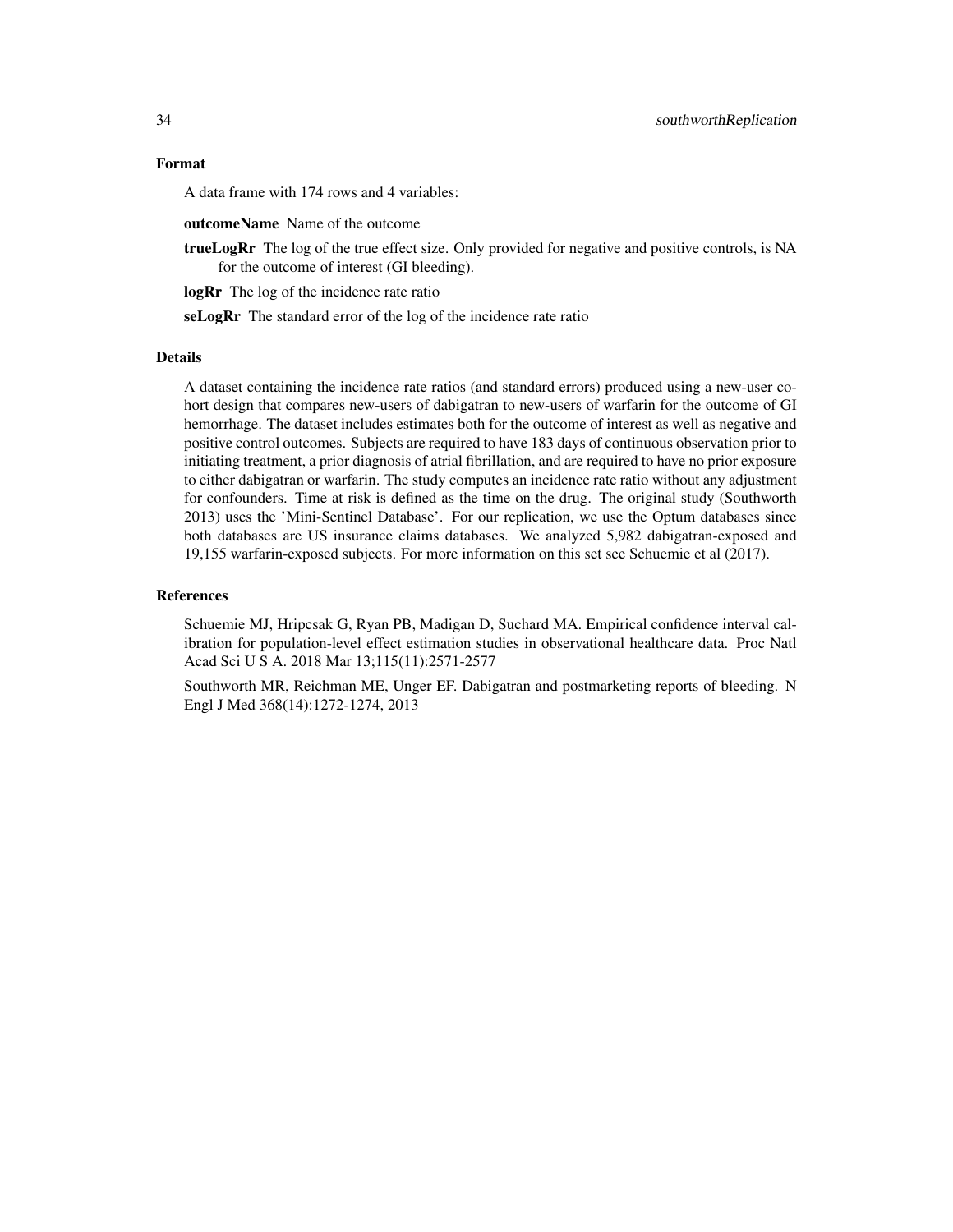### Format

A data frame with 174 rows and 4 variables:

**outcomeName** Name of the outcome

**trueLogRr** The log of the true effect size. Only provided for negative and positive controls, is NA for the outcome of interest (GI bleeding).

**logRr** The log of the incidence rate ratio

**seLogRr** The standard error of the log of the incidence rate ratio

### Details

A dataset containing the incidence rate ratios (and standard errors) produced using a new-user cohort design that compares new-users of dabigatran to new-users of warfarin for the outcome of GI hemorrhage. The dataset includes estimates both for the outcome of interest as well as negative and positive control outcomes. Subjects are required to have 183 days of continuous observation prior to initiating treatment, a prior diagnosis of atrial fibrillation, and are required to have no prior exposure to either dabigatran or warfarin. The study computes an incidence rate ratio without any adjustment for confounders. Time at risk is defined as the time on the drug. The original study (Southworth 2013) uses the 'Mini-Sentinel Database'. For our replication, we use the Optum databases since both databases are US insurance claims databases. We analyzed 5,982 dabigatran-exposed and 19,155 warfarin-exposed subjects. For more information on this set see Schuemie et al (2017).

### References

Schuemie MJ, Hripcsak G, Ryan PB, Madigan D, Suchard MA. Empirical confidence interval calibration for population-level effect estimation studies in observational healthcare data. Proc Natl Acad Sci U S A. 2018 Mar 13;115(11):2571-2577

Southworth MR, Reichman ME, Unger EF. Dabigatran and postmarketing reports of bleeding. N Engl J Med 368(14):1272-1274, 2013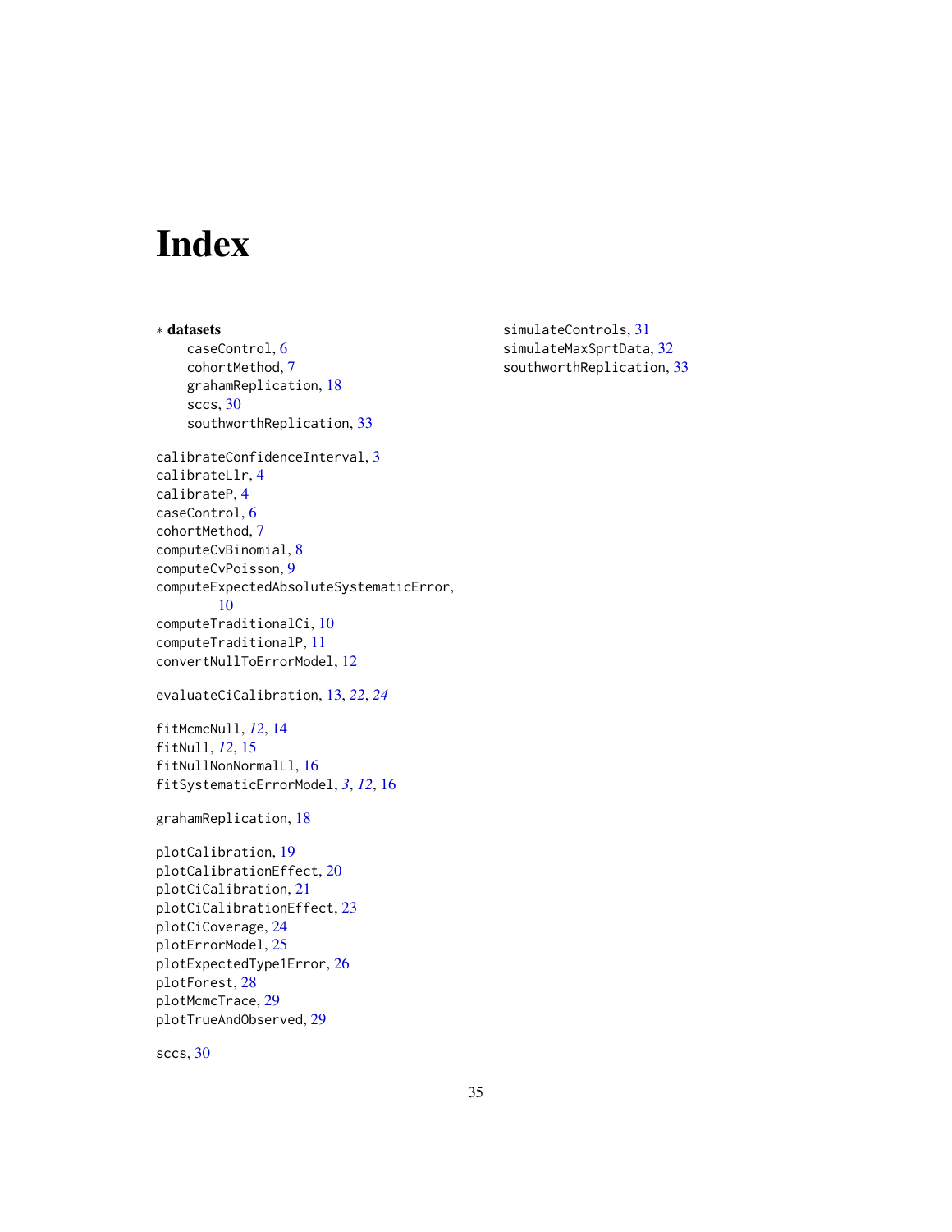# Index

∗ **datasets**

caseControl, 6
cohortMethod, 7
grahamReplication, 18
sccs, 30
southworthReplication, 33

calibrateConfidenceInterval, 3
calibrateLlr, 4
calibrateP, 4
caseControl, 6
cohortMethod, 7
computeCvBinomial, 8
computeCvPoisson, 9
computeExpectedAbsoluteSystematicError, 10
computeTraditionalCi, 10
computeTraditionalP, 11
convertNullToErrorModel, 12

evaluateCiCalibration, 13, *22*, *24*

fitMcmcNull, *12*, 14
fitNull, *12*, 15
fitNullNonNormalLl, 16
fitSystematicErrorModel, *3*, *12*, 16

grahamReplication, 18

plotCalibration, 19
plotCalibrationEffect, 20
plotCiCalibration, 21
plotCiCalibrationEffect, 23
plotCiCoverage, 24
plotErrorModel, 25
plotExpectedType1Error, 26
plotForest, 28
plotMcmcTrace, 29
plotTrueAndObserved, 29

sccs, 30
simulateControls, 31
simulateMaxSprtData, 32
southworthReplication, 33